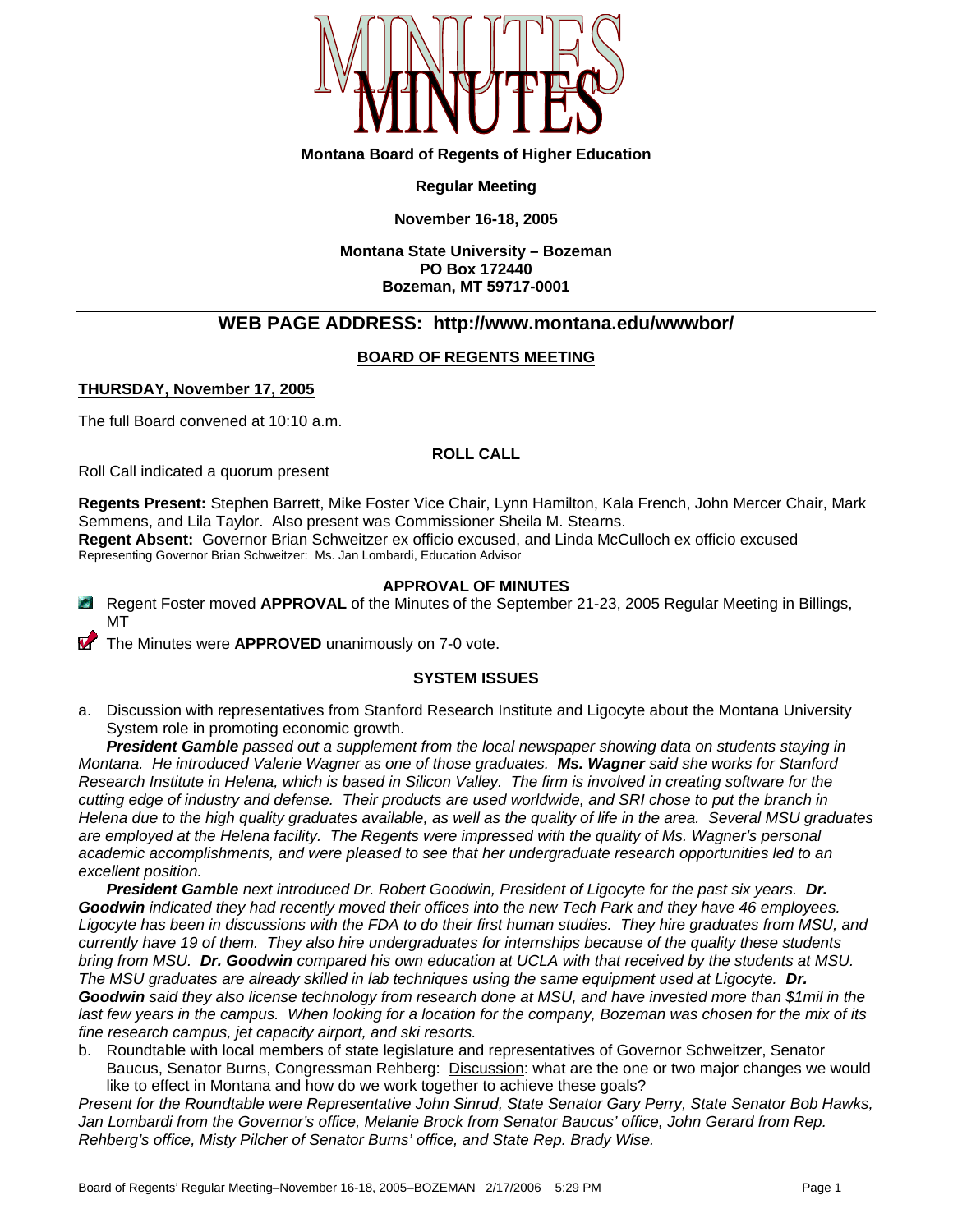# MINUTES

**Montana Board of Regents of Higher Education**

**Regular Meeting**

**November 16-18, 2005**

**Montana State University – Bozeman**
**PO Box 172440**
**Bozeman, MT 59717-0001**

---

## WEB PAGE ADDRESS: http://www.montana.edu/wwwbor/

### BOARD OF REGENTS MEETING

**THURSDAY, November 17, 2005**

The full Board convened at 10:10 a.m.

**ROLL CALL**

Roll Call indicated a quorum present

**Regents Present:** Stephen Barrett, Mike Foster Vice Chair, Lynn Hamilton, Kala French, John Mercer Chair, Mark Semmens, and Lila Taylor. Also present was Commissioner Sheila M. Stearns.
**Regent Absent:** Governor Brian Schweitzer ex officio excused, and Linda McCulloch ex officio excused
Representing Governor Brian Schweitzer: Ms. Jan Lombardi, Education Advisor

**APPROVAL OF MINUTES**

Regent Foster moved **APPROVAL** of the Minutes of the September 21-23, 2005 Regular Meeting in Billings, MT

The Minutes were **APPROVED** unanimously on 7-0 vote.

---

**SYSTEM ISSUES**

a. Discussion with representatives from Stanford Research Institute and Ligocyte about the Montana University System role in promoting economic growth.

*__President Gamble__ passed out a supplement from the local newspaper showing data on students staying in Montana. He introduced Valerie Wagner as one of those graduates. __Ms. Wagner__ said she works for Stanford Research Institute in Helena, which is based in Silicon Valley. The firm is involved in creating software for the cutting edge of industry and defense. Their products are used worldwide, and SRI chose to put the branch in Helena due to the high quality graduates available, as well as the quality of life in the area. Several MSU graduates are employed at the Helena facility. The Regents were impressed with the quality of Ms. Wagner's personal academic accomplishments, and were pleased to see that her undergraduate research opportunities led to an excellent position.*

*__President Gamble__ next introduced Dr. Robert Goodwin, President of Ligocyte for the past six years. __Dr. Goodwin__ indicated they had recently moved their offices into the new Tech Park and they have 46 employees. Ligocyte has been in discussions with the FDA to do their first human studies. They hire graduates from MSU, and currently have 19 of them. They also hire undergraduates for internships because of the quality these students bring from MSU. __Dr. Goodwin__ compared his own education at UCLA with that received by the students at MSU. The MSU graduates are already skilled in lab techniques using the same equipment used at Ligocyte. __Dr. Goodwin__ said they also license technology from research done at MSU, and have invested more than $1mil in the last few years in the campus. When looking for a location for the company, Bozeman was chosen for the mix of its fine research campus, jet capacity airport, and ski resorts.*

b. Roundtable with local members of state legislature and representatives of Governor Schweitzer, Senator Baucus, Senator Burns, Congressman Rehberg: Discussion: what are the one or two major changes we would like to effect in Montana and how do we work together to achieve these goals?

*Present for the Roundtable were Representative John Sinrud, State Senator Gary Perry, State Senator Bob Hawks, Jan Lombardi from the Governor's office, Melanie Brock from Senator Baucus' office, John Gerard from Rep. Rehberg's office, Misty Pilcher of Senator Burns' office, and State Rep. Brady Wise.*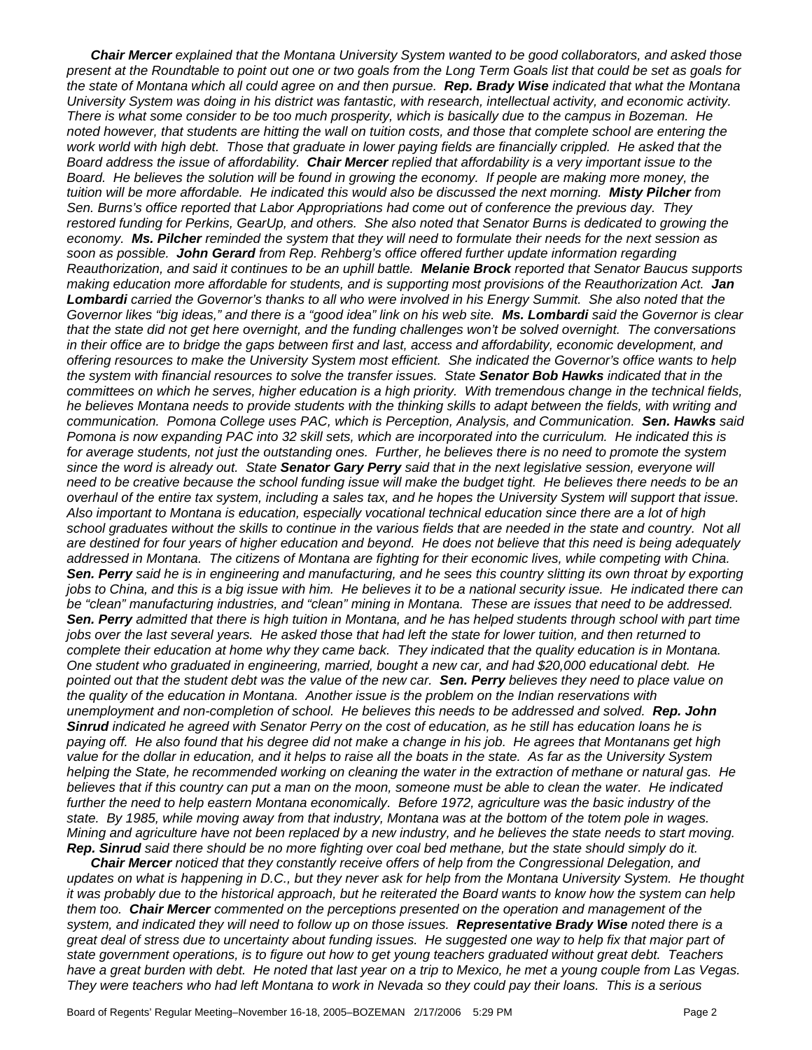*__Chair Mercer__ explained that the Montana University System wanted to be good collaborators, and asked those present at the Roundtable to point out one or two goals from the Long Term Goals list that could be set as goals for the state of Montana which all could agree on and then pursue. __Rep. Brady Wise__ indicated that what the Montana University System was doing in his district was fantastic, with research, intellectual activity, and economic activity. There is what some consider to be too much prosperity, which is basically due to the campus in Bozeman. He noted however, that students are hitting the wall on tuition costs, and those that complete school are entering the work world with high debt. Those that graduate in lower paying fields are financially crippled. He asked that the Board address the issue of affordability. __Chair Mercer__ replied that affordability is a very important issue to the Board. He believes the solution will be found in growing the economy. If people are making more money, the tuition will be more affordable. He indicated this would also be discussed the next morning. __Misty Pilcher__ from Sen. Burns's office reported that Labor Appropriations had come out of conference the previous day. They restored funding for Perkins, GearUp, and others. She also noted that Senator Burns is dedicated to growing the economy. __Ms. Pilcher__ reminded the system that they will need to formulate their needs for the next session as soon as possible. __John Gerard__ from Rep. Rehberg's office offered further update information regarding Reauthorization, and said it continues to be an uphill battle. __Melanie Brock__ reported that Senator Baucus supports making education more affordable for students, and is supporting most provisions of the Reauthorization Act. __Jan Lombardi__ carried the Governor's thanks to all who were involved in his Energy Summit. She also noted that the Governor likes "big ideas," and there is a "good idea" link on his web site. __Ms. Lombardi__ said the Governor is clear that the state did not get here overnight, and the funding challenges won't be solved overnight. The conversations in their office are to bridge the gaps between first and last, access and affordability, economic development, and offering resources to make the University System most efficient. She indicated the Governor's office wants to help the system with financial resources to solve the transfer issues. State __Senator Bob Hawks__ indicated that in the committees on which he serves, higher education is a high priority. With tremendous change in the technical fields, he believes Montana needs to provide students with the thinking skills to adapt between the fields, with writing and communication. Pomona College uses PAC, which is Perception, Analysis, and Communication. __Sen. Hawks__ said Pomona is now expanding PAC into 32 skill sets, which are incorporated into the curriculum. He indicated this is for average students, not just the outstanding ones. Further, he believes there is no need to promote the system since the word is already out. State __Senator Gary Perry__ said that in the next legislative session, everyone will need to be creative because the school funding issue will make the budget tight. He believes there needs to be an overhaul of the entire tax system, including a sales tax, and he hopes the University System will support that issue. Also important to Montana is education, especially vocational technical education since there are a lot of high school graduates without the skills to continue in the various fields that are needed in the state and country. Not all are destined for four years of higher education and beyond. He does not believe that this need is being adequately addressed in Montana. The citizens of Montana are fighting for their economic lives, while competing with China. __Sen. Perry__ said he is in engineering and manufacturing, and he sees this country slitting its own throat by exporting jobs to China, and this is a big issue with him. He believes it to be a national security issue. He indicated there can be "clean" manufacturing industries, and "clean" mining in Montana. These are issues that need to be addressed. __Sen. Perry__ admitted that there is high tuition in Montana, and he has helped students through school with part time jobs over the last several years. He asked those that had left the state for lower tuition, and then returned to complete their education at home why they came back. They indicated that the quality education is in Montana. One student who graduated in engineering, married, bought a new car, and had $20,000 educational debt. He pointed out that the student debt was the value of the new car. __Sen. Perry__ believes they need to place value on the quality of the education in Montana. Another issue is the problem on the Indian reservations with unemployment and non-completion of school. He believes this needs to be addressed and solved. __Rep. John Sinrud__ indicated he agreed with Senator Perry on the cost of education, as he still has education loans he is paying off. He also found that his degree did not make a change in his job. He agrees that Montanans get high value for the dollar in education, and it helps to raise all the boats in the state. As far as the University System helping the State, he recommended working on cleaning the water in the extraction of methane or natural gas. He believes that if this country can put a man on the moon, someone must be able to clean the water. He indicated further the need to help eastern Montana economically. Before 1972, agriculture was the basic industry of the state. By 1985, while moving away from that industry, Montana was at the bottom of the totem pole in wages. Mining and agriculture have not been replaced by a new industry, and he believes the state needs to start moving. __Rep. Sinrud__ said there should be no more fighting over coal bed methane, but the state should simply do it.*

*__Chair Mercer__ noticed that they constantly receive offers of help from the Congressional Delegation, and updates on what is happening in D.C., but they never ask for help from the Montana University System. He thought it was probably due to the historical approach, but he reiterated the Board wants to know how the system can help them too. __Chair Mercer__ commented on the perceptions presented on the operation and management of the system, and indicated they will need to follow up on those issues. __Representative Brady Wise__ noted there is a great deal of stress due to uncertainty about funding issues. He suggested one way to help fix that major part of state government operations, is to figure out how to get young teachers graduated without great debt. Teachers have a great burden with debt. He noted that last year on a trip to Mexico, he met a young couple from Las Vegas. They were teachers who had left Montana to work in Nevada so they could pay their loans. This is a serious*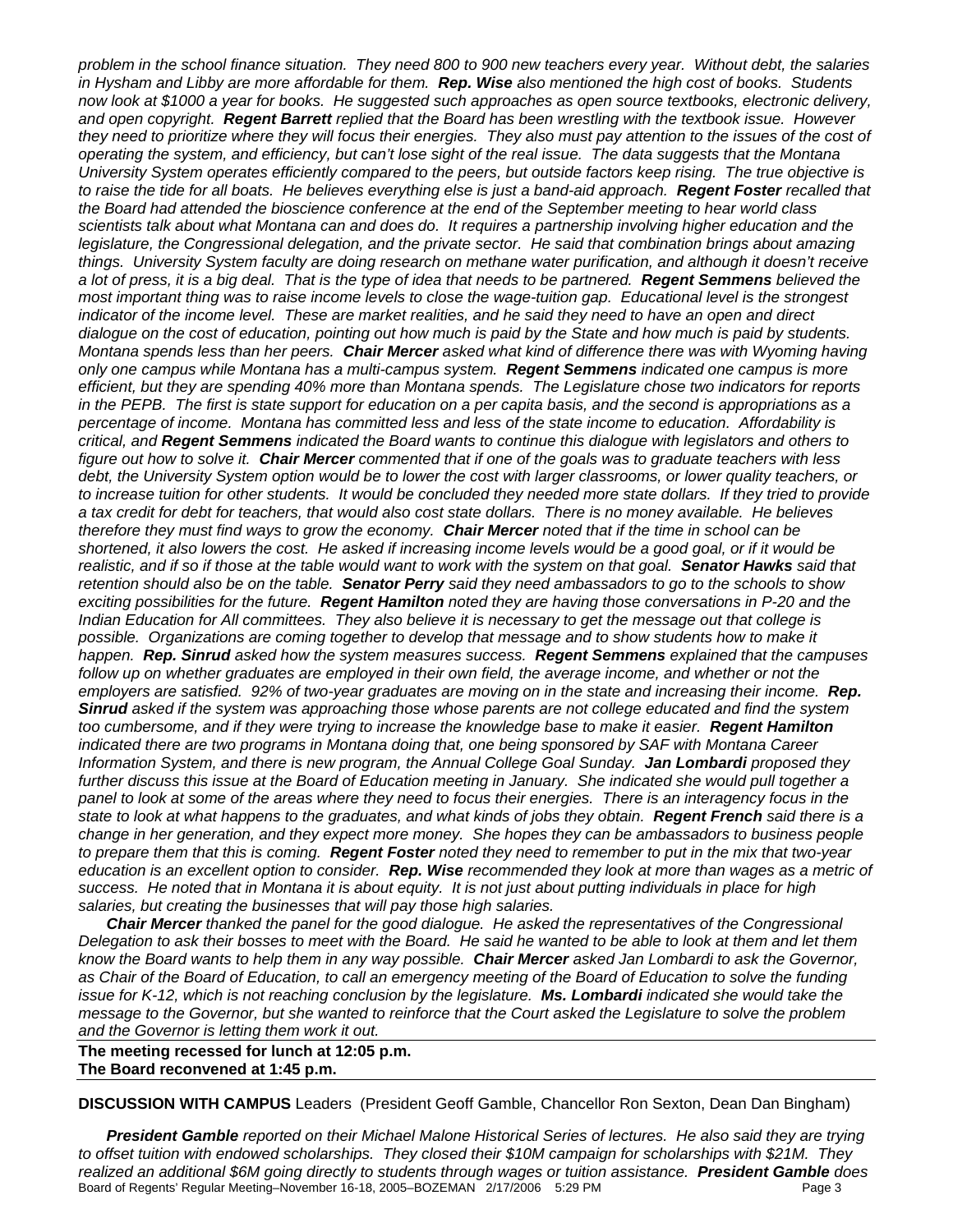*problem in the school finance situation. They need 800 to 900 new teachers every year. Without debt, the salaries in Hysham and Libby are more affordable for them.* ***Rep. Wise*** *also mentioned the high cost of books. Students now look at $1000 a year for books. He suggested such approaches as open source textbooks, electronic delivery, and open copyright.* ***Regent Barrett*** *replied that the Board has been wrestling with the textbook issue. However they need to prioritize where they will focus their energies. They also must pay attention to the issues of the cost of operating the system, and efficiency, but can't lose sight of the real issue. The data suggests that the Montana University System operates efficiently compared to the peers, but outside factors keep rising. The true objective is to raise the tide for all boats. He believes everything else is just a band-aid approach.* ***Regent Foster*** *recalled that the Board had attended the bioscience conference at the end of the September meeting to hear world class scientists talk about what Montana can and does do. It requires a partnership involving higher education and the legislature, the Congressional delegation, and the private sector. He said that combination brings about amazing things. University System faculty are doing research on methane water purification, and although it doesn't receive a lot of press, it is a big deal. That is the type of idea that needs to be partnered.* ***Regent Semmens*** *believed the most important thing was to raise income levels to close the wage-tuition gap. Educational level is the strongest indicator of the income level. These are market realities, and he said they need to have an open and direct dialogue on the cost of education, pointing out how much is paid by the State and how much is paid by students. Montana spends less than her peers.* ***Chair Mercer*** *asked what kind of difference there was with Wyoming having only one campus while Montana has a multi-campus system.* ***Regent Semmens*** *indicated one campus is more efficient, but they are spending 40% more than Montana spends. The Legislature chose two indicators for reports in the PEPB. The first is state support for education on a per capita basis, and the second is appropriations as a percentage of income. Montana has committed less and less of the state income to education. Affordability is critical, and* ***Regent Semmens*** *indicated the Board wants to continue this dialogue with legislators and others to figure out how to solve it.* ***Chair Mercer*** *commented that if one of the goals was to graduate teachers with less debt, the University System option would be to lower the cost with larger classrooms, or lower quality teachers, or to increase tuition for other students. It would be concluded they needed more state dollars. If they tried to provide a tax credit for debt for teachers, that would also cost state dollars. There is no money available. He believes therefore they must find ways to grow the economy.* ***Chair Mercer*** *noted that if the time in school can be shortened, it also lowers the cost. He asked if increasing income levels would be a good goal, or if it would be realistic, and if so if those at the table would want to work with the system on that goal.* ***Senator Hawks*** *said that retention should also be on the table.* ***Senator Perry*** *said they need ambassadors to go to the schools to show exciting possibilities for the future.* ***Regent Hamilton*** *noted they are having those conversations in P-20 and the Indian Education for All committees. They also believe it is necessary to get the message out that college is possible. Organizations are coming together to develop that message and to show students how to make it happen.* ***Rep. Sinrud*** *asked how the system measures success.* ***Regent Semmens*** *explained that the campuses follow up on whether graduates are employed in their own field, the average income, and whether or not the employers are satisfied. 92% of two-year graduates are moving on in the state and increasing their income.* ***Rep. Sinrud*** *asked if the system was approaching those whose parents are not college educated and find the system too cumbersome, and if they were trying to increase the knowledge base to make it easier.* ***Regent Hamilton*** *indicated there are two programs in Montana doing that, one being sponsored by SAF with Montana Career Information System, and there is new program, the Annual College Goal Sunday.* ***Jan Lombardi*** *proposed they further discuss this issue at the Board of Education meeting in January. She indicated she would pull together a panel to look at some of the areas where they need to focus their energies. There is an interagency focus in the state to look at what happens to the graduates, and what kinds of jobs they obtain.* ***Regent French*** *said there is a change in her generation, and they expect more money. She hopes they can be ambassadors to business people to prepare them that this is coming.* ***Regent Foster*** *noted they need to remember to put in the mix that two-year education is an excellent option to consider.* ***Rep. Wise*** *recommended they look at more than wages as a metric of success. He noted that in Montana it is about equity. It is not just about putting individuals in place for high salaries, but creating the businesses that will pay those high salaries.*

***Chair Mercer*** *thanked the panel for the good dialogue. He asked the representatives of the Congressional Delegation to ask their bosses to meet with the Board. He said he wanted to be able to look at them and let them know the Board wants to help them in any way possible.* ***Chair Mercer*** *asked Jan Lombardi to ask the Governor, as Chair of the Board of Education, to call an emergency meeting of the Board of Education to solve the funding issue for K-12, which is not reaching conclusion by the legislature.* ***Ms. Lombardi*** *indicated she would take the message to the Governor, but she wanted to reinforce that the Court asked the Legislature to solve the problem and the Governor is letting them work it out.*

**The meeting recessed for lunch at 12:05 p.m.**
**The Board reconvened at 1:45 p.m.**

**DISCUSSION WITH CAMPUS** Leaders (President Geoff Gamble, Chancellor Ron Sexton, Dean Dan Bingham)

***President Gamble*** *reported on their Michael Malone Historical Series of lectures. He also said they are trying to offset tuition with endowed scholarships. They closed their $10M campaign for scholarships with $21M. They realized an additional $6M going directly to students through wages or tuition assistance.* ***President Gamble*** *does*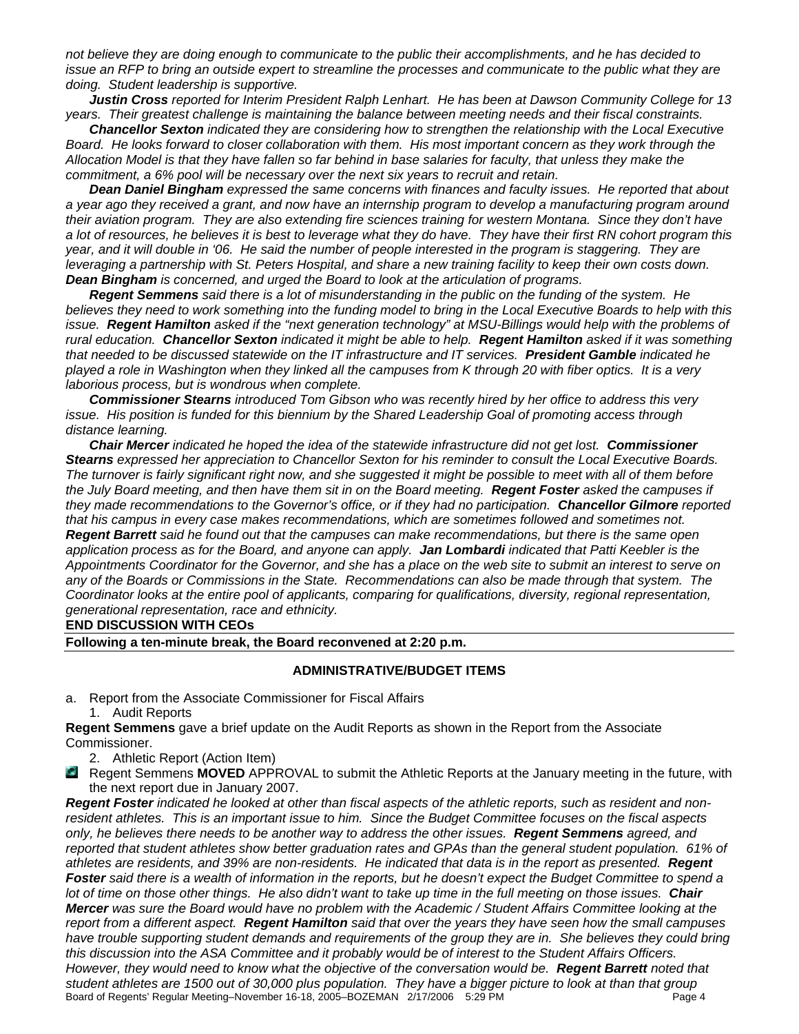*not believe they are doing enough to communicate to the public their accomplishments, and he has decided to issue an RFP to bring an outside expert to streamline the processes and communicate to the public what they are doing. Student leadership is supportive.*

***Justin Cross*** *reported for Interim President Ralph Lenhart. He has been at Dawson Community College for 13 years. Their greatest challenge is maintaining the balance between meeting needs and their fiscal constraints.*

***Chancellor Sexton*** *indicated they are considering how to strengthen the relationship with the Local Executive Board. He looks forward to closer collaboration with them. His most important concern as they work through the Allocation Model is that they have fallen so far behind in base salaries for faculty, that unless they make the commitment, a 6% pool will be necessary over the next six years to recruit and retain.*

***Dean Daniel Bingham*** *expressed the same concerns with finances and faculty issues. He reported that about a year ago they received a grant, and now have an internship program to develop a manufacturing program around their aviation program. They are also extending fire sciences training for western Montana. Since they don't have a lot of resources, he believes it is best to leverage what they do have. They have their first RN cohort program this year, and it will double in '06. He said the number of people interested in the program is staggering. They are leveraging a partnership with St. Peters Hospital, and share a new training facility to keep their own costs down.* ***Dean Bingham*** *is concerned, and urged the Board to look at the articulation of programs.*

***Regent Semmens*** *said there is a lot of misunderstanding in the public on the funding of the system. He believes they need to work something into the funding model to bring in the Local Executive Boards to help with this issue.* ***Regent Hamilton*** *asked if the "next generation technology" at MSU-Billings would help with the problems of rural education.* ***Chancellor Sexton*** *indicated it might be able to help.* ***Regent Hamilton*** *asked if it was something that needed to be discussed statewide on the IT infrastructure and IT services.* ***President Gamble*** *indicated he played a role in Washington when they linked all the campuses from K through 20 with fiber optics. It is a very laborious process, but is wondrous when complete.*

***Commissioner Stearns*** *introduced Tom Gibson who was recently hired by her office to address this very issue. His position is funded for this biennium by the Shared Leadership Goal of promoting access through distance learning.*

***Chair Mercer*** *indicated he hoped the idea of the statewide infrastructure did not get lost.* ***Commissioner Stearns*** *expressed her appreciation to Chancellor Sexton for his reminder to consult the Local Executive Boards. The turnover is fairly significant right now, and she suggested it might be possible to meet with all of them before the July Board meeting, and then have them sit in on the Board meeting.* ***Regent Foster*** *asked the campuses if they made recommendations to the Governor's office, or if they had no participation.* ***Chancellor Gilmore*** *reported that his campus in every case makes recommendations, which are sometimes followed and sometimes not.* ***Regent Barrett*** *said he found out that the campuses can make recommendations, but there is the same open application process as for the Board, and anyone can apply.* ***Jan Lombardi*** *indicated that Patti Keebler is the Appointments Coordinator for the Governor, and she has a place on the web site to submit an interest to serve on any of the Boards or Commissions in the State. Recommendations can also be made through that system. The Coordinator looks at the entire pool of applicants, comparing for qualifications, diversity, regional representation, generational representation, race and ethnicity.*

**END DISCUSSION WITH CEOs**

**Following a ten-minute break, the Board reconvened at 2:20 p.m.**

## ADMINISTRATIVE/BUDGET ITEMS

a. Report from the Associate Commissioner for Fiscal Affairs
   1. Audit Reports

**Regent Semmens** gave a brief update on the Audit Reports as shown in the Report from the Associate Commissioner.

   2. Athletic Report (Action Item)

Regent Semmens **MOVED** APPROVAL to submit the Athletic Reports at the January meeting in the future, with the next report due in January 2007.

***Regent Foster*** *indicated he looked at other than fiscal aspects of the athletic reports, such as resident and non-resident athletes. This is an important issue to him. Since the Budget Committee focuses on the fiscal aspects only, he believes there needs to be another way to address the other issues.* ***Regent Semmens*** *agreed, and reported that student athletes show better graduation rates and GPAs than the general student population. 61% of athletes are residents, and 39% are non-residents. He indicated that data is in the report as presented.* ***Regent Foster*** *said there is a wealth of information in the reports, but he doesn't expect the Budget Committee to spend a lot of time on those other things. He also didn't want to take up time in the full meeting on those issues.* ***Chair Mercer*** *was sure the Board would have no problem with the Academic / Student Affairs Committee looking at the report from a different aspect.* ***Regent Hamilton*** *said that over the years they have seen how the small campuses have trouble supporting student demands and requirements of the group they are in. She believes they could bring this discussion into the ASA Committee and it probably would be of interest to the Student Affairs Officers. However, they would need to know what the objective of the conversation would be.* ***Regent Barrett*** *noted that student athletes are 1500 out of 30,000 plus population. They have a bigger picture to look at than that group*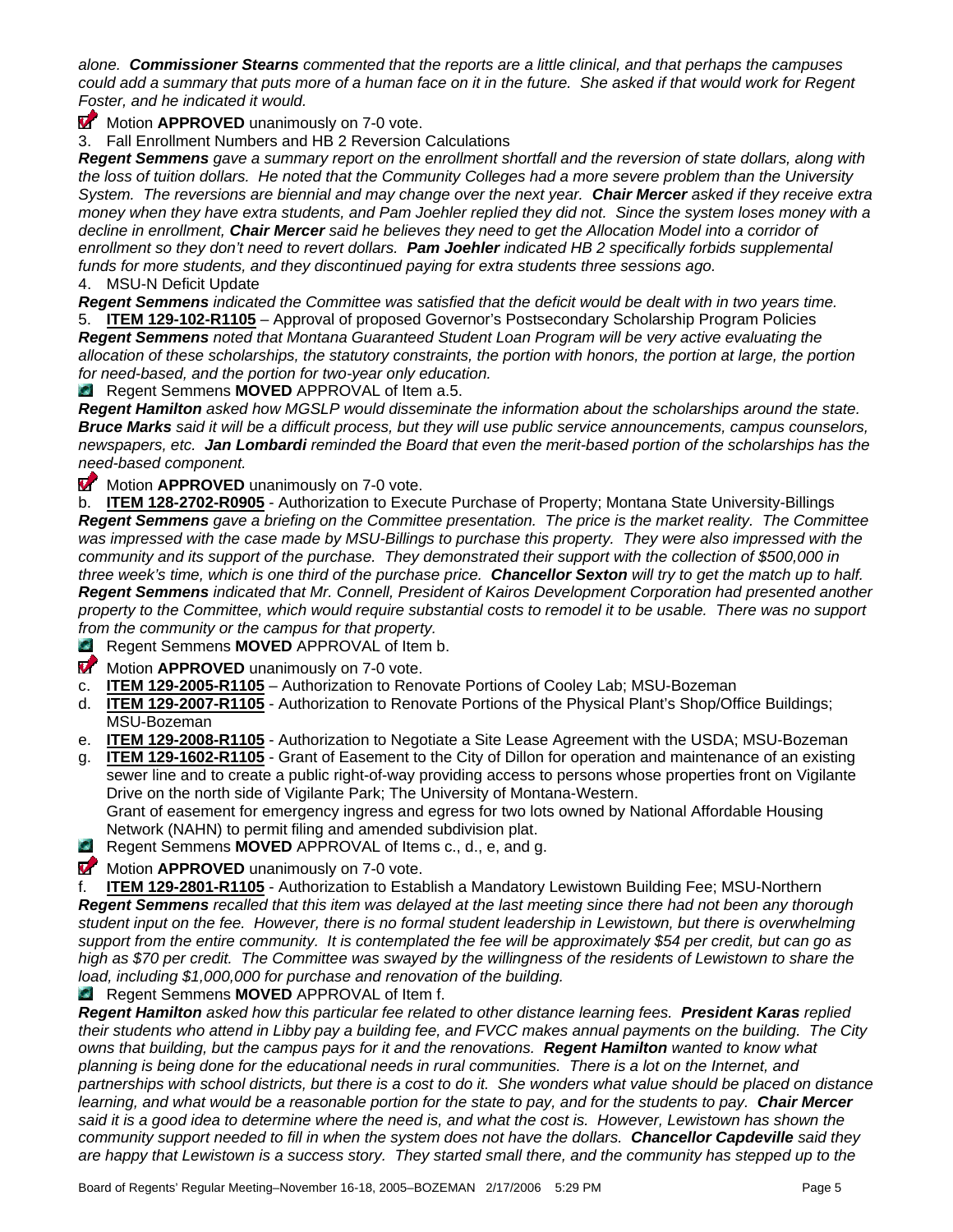*alone. **Commissioner Stearns** commented that the reports are a little clinical, and that perhaps the campuses could add a summary that puts more of a human face on it in the future. She asked if that would work for Regent Foster, and he indicated it would.*

Motion **APPROVED** unanimously on 7-0 vote.

3. Fall Enrollment Numbers and HB 2 Reversion Calculations

***Regent Semmens** gave a summary report on the enrollment shortfall and the reversion of state dollars, along with the loss of tuition dollars. He noted that the Community Colleges had a more severe problem than the University System. The reversions are biennial and may change over the next year. **Chair Mercer** asked if they receive extra money when they have extra students, and Pam Joehler replied they did not. Since the system loses money with a decline in enrollment, **Chair Mercer** said he believes they need to get the Allocation Model into a corridor of enrollment so they don't need to revert dollars. **Pam Joehler** indicated HB 2 specifically forbids supplemental funds for more students, and they discontinued paying for extra students three sessions ago.*

4. MSU-N Deficit Update

***Regent Semmens** indicated the Committee was satisfied that the deficit would be dealt with in two years time.*

5. **ITEM 129-102-R1105** – Approval of proposed Governor's Postsecondary Scholarship Program Policies

***Regent Semmens** noted that Montana Guaranteed Student Loan Program will be very active evaluating the allocation of these scholarships, the statutory constraints, the portion with honors, the portion at large, the portion for need-based, and the portion for two-year only education.*

Regent Semmens **MOVED** APPROVAL of Item a.5.

***Regent Hamilton** asked how MGSLP would disseminate the information about the scholarships around the state. **Bruce Marks** said it will be a difficult process, but they will use public service announcements, campus counselors, newspapers, etc. **Jan Lombardi** reminded the Board that even the merit-based portion of the scholarships has the need-based component.*

Motion **APPROVED** unanimously on 7-0 vote.

b. **ITEM 128-2702-R0905** - Authorization to Execute Purchase of Property; Montana State University-Billings

***Regent Semmens** gave a briefing on the Committee presentation. The price is the market reality. The Committee was impressed with the case made by MSU-Billings to purchase this property. They were also impressed with the community and its support of the purchase. They demonstrated their support with the collection of $500,000 in three week's time, which is one third of the purchase price. **Chancellor Sexton** will try to get the match up to half. **Regent Semmens** indicated that Mr. Connell, President of Kairos Development Corporation had presented another property to the Committee, which would require substantial costs to remodel it to be usable. There was no support from the community or the campus for that property.*

Regent Semmens **MOVED** APPROVAL of Item b.

Motion **APPROVED** unanimously on 7-0 vote.

c. **ITEM 129-2005-R1105** – Authorization to Renovate Portions of Cooley Lab; MSU-Bozeman

d. **ITEM 129-2007-R1105** - Authorization to Renovate Portions of the Physical Plant's Shop/Office Buildings; MSU-Bozeman

e. **ITEM 129-2008-R1105** - Authorization to Negotiate a Site Lease Agreement with the USDA; MSU-Bozeman

g. **ITEM 129-1602-R1105** - Grant of Easement to the City of Dillon for operation and maintenance of an existing sewer line and to create a public right-of-way providing access to persons whose properties front on Vigilante Drive on the north side of Vigilante Park; The University of Montana-Western.
Grant of easement for emergency ingress and egress for two lots owned by National Affordable Housing Network (NAHN) to permit filing and amended subdivision plat.

Regent Semmens **MOVED** APPROVAL of Items c., d., e, and g.

Motion **APPROVED** unanimously on 7-0 vote.

f. **ITEM 129-2801-R1105** - Authorization to Establish a Mandatory Lewistown Building Fee; MSU-Northern

***Regent Semmens** recalled that this item was delayed at the last meeting since there had not been any thorough student input on the fee. However, there is no formal student leadership in Lewistown, but there is overwhelming support from the entire community. It is contemplated the fee will be approximately $54 per credit, but can go as high as $70 per credit. The Committee was swayed by the willingness of the residents of Lewistown to share the load, including $1,000,000 for purchase and renovation of the building.*

Regent Semmens **MOVED** APPROVAL of Item f.

***Regent Hamilton** asked how this particular fee related to other distance learning fees. **President Karas** replied their students who attend in Libby pay a building fee, and FVCC makes annual payments on the building. The City owns that building, but the campus pays for it and the renovations. **Regent Hamilton** wanted to know what planning is being done for the educational needs in rural communities. There is a lot on the Internet, and partnerships with school districts, but there is a cost to do it. She wonders what value should be placed on distance learning, and what would be a reasonable portion for the state to pay, and for the students to pay. **Chair Mercer** said it is a good idea to determine where the need is, and what the cost is. However, Lewistown has shown the community support needed to fill in when the system does not have the dollars. **Chancellor Capdeville** said they are happy that Lewistown is a success story. They started small there, and the community has stepped up to the*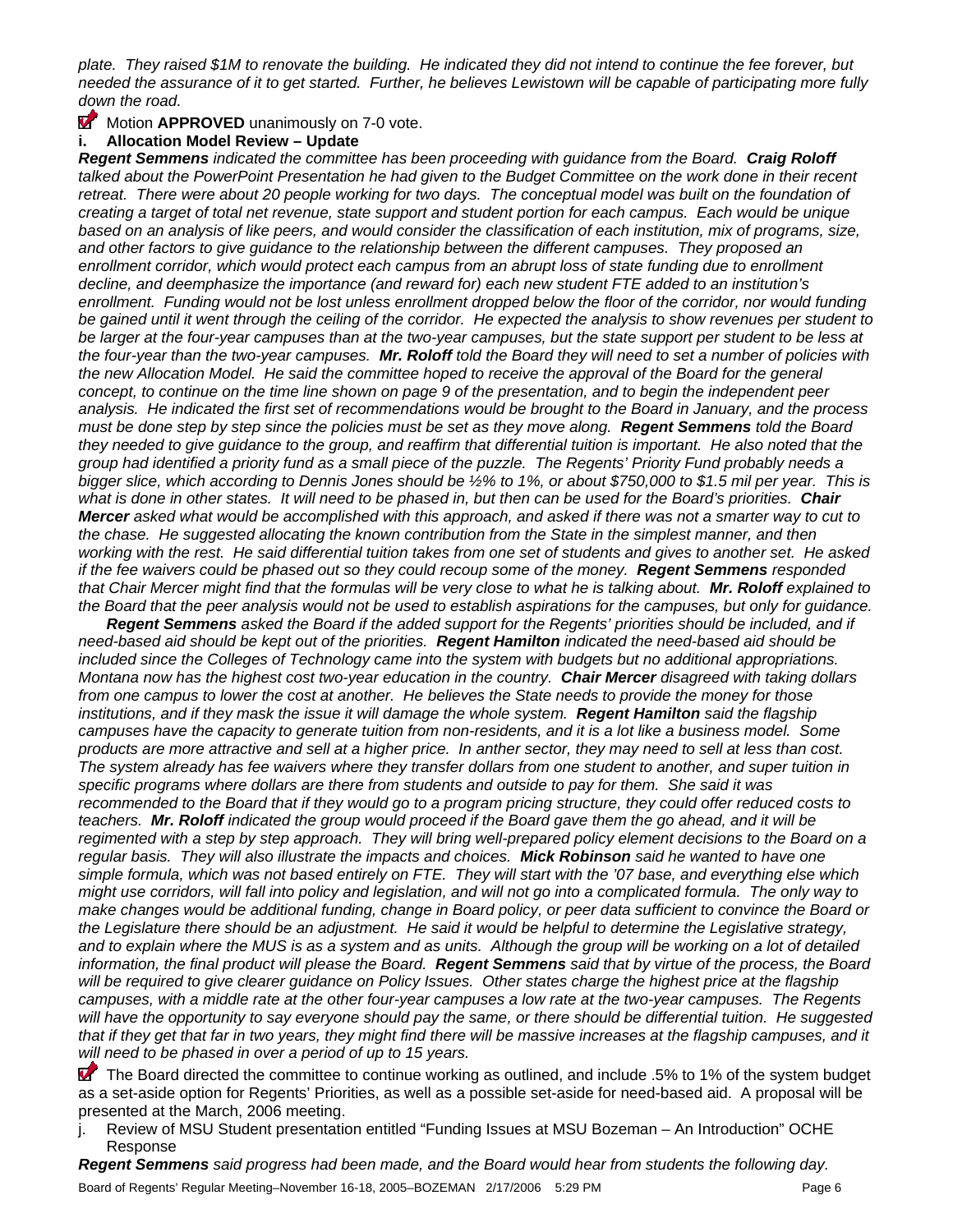*plate. They raised $1M to renovate the building. He indicated they did not intend to continue the fee forever, but needed the assurance of it to get started. Further, he believes Lewistown will be capable of participating more fully down the road.*

Motion **APPROVED** unanimously on 7-0 vote.

**i. Allocation Model Review – Update**

***Regent Semmens*** *indicated the committee has been proceeding with guidance from the Board.* ***Craig Roloff*** *talked about the PowerPoint Presentation he had given to the Budget Committee on the work done in their recent retreat. There were about 20 people working for two days. The conceptual model was built on the foundation of creating a target of total net revenue, state support and student portion for each campus. Each would be unique based on an analysis of like peers, and would consider the classification of each institution, mix of programs, size, and other factors to give guidance to the relationship between the different campuses. They proposed an enrollment corridor, which would protect each campus from an abrupt loss of state funding due to enrollment decline, and deemphasize the importance (and reward for) each new student FTE added to an institution's enrollment. Funding would not be lost unless enrollment dropped below the floor of the corridor, nor would funding be gained until it went through the ceiling of the corridor. He expected the analysis to show revenues per student to be larger at the four-year campuses than at the two-year campuses, but the state support per student to be less at the four-year than the two-year campuses.* ***Mr. Roloff*** *told the Board they will need to set a number of policies with the new Allocation Model. He said the committee hoped to receive the approval of the Board for the general concept, to continue on the time line shown on page 9 of the presentation, and to begin the independent peer analysis. He indicated the first set of recommendations would be brought to the Board in January, and the process must be done step by step since the policies must be set as they move along.* ***Regent Semmens*** *told the Board they needed to give guidance to the group, and reaffirm that differential tuition is important. He also noted that the group had identified a priority fund as a small piece of the puzzle. The Regents' Priority Fund probably needs a bigger slice, which according to Dennis Jones should be ½% to 1%, or about $750,000 to $1.5 mil per year. This is what is done in other states. It will need to be phased in, but then can be used for the Board's priorities.* ***Chair Mercer*** *asked what would be accomplished with this approach, and asked if there was not a smarter way to cut to the chase. He suggested allocating the known contribution from the State in the simplest manner, and then working with the rest. He said differential tuition takes from one set of students and gives to another set. He asked if the fee waivers could be phased out so they could recoup some of the money.* ***Regent Semmens*** *responded that Chair Mercer might find that the formulas will be very close to what he is talking about.* ***Mr. Roloff*** *explained to the Board that the peer analysis would not be used to establish aspirations for the campuses, but only for guidance.*

***Regent Semmens*** *asked the Board if the added support for the Regents' priorities should be included, and if need-based aid should be kept out of the priorities.* ***Regent Hamilton*** *indicated the need-based aid should be included since the Colleges of Technology came into the system with budgets but no additional appropriations. Montana now has the highest cost two-year education in the country.* ***Chair Mercer*** *disagreed with taking dollars from one campus to lower the cost at another. He believes the State needs to provide the money for those institutions, and if they mask the issue it will damage the whole system.* ***Regent Hamilton*** *said the flagship campuses have the capacity to generate tuition from non-residents, and it is a lot like a business model. Some products are more attractive and sell at a higher price. In anther sector, they may need to sell at less than cost. The system already has fee waivers where they transfer dollars from one student to another, and super tuition in specific programs where dollars are there from students and outside to pay for them. She said it was recommended to the Board that if they would go to a program pricing structure, they could offer reduced costs to teachers.* ***Mr. Roloff*** *indicated the group would proceed if the Board gave them the go ahead, and it will be regimented with a step by step approach. They will bring well-prepared policy element decisions to the Board on a regular basis. They will also illustrate the impacts and choices.* ***Mick Robinson*** *said he wanted to have one simple formula, which was not based entirely on FTE. They will start with the '07 base, and everything else which might use corridors, will fall into policy and legislation, and will not go into a complicated formula. The only way to make changes would be additional funding, change in Board policy, or peer data sufficient to convince the Board or the Legislature there should be an adjustment. He said it would be helpful to determine the Legislative strategy, and to explain where the MUS is as a system and as units. Although the group will be working on a lot of detailed information, the final product will please the Board.* ***Regent Semmens*** *said that by virtue of the process, the Board will be required to give clearer guidance on Policy Issues. Other states charge the highest price at the flagship campuses, with a middle rate at the other four-year campuses a low rate at the two-year campuses. The Regents will have the opportunity to say everyone should pay the same, or there should be differential tuition. He suggested that if they get that far in two years, they might find there will be massive increases at the flagship campuses, and it will need to be phased in over a period of up to 15 years.*

The Board directed the committee to continue working as outlined, and include .5% to 1% of the system budget as a set-aside option for Regents' Priorities, as well as a possible set-aside for need-based aid. A proposal will be presented at the March, 2006 meeting.

j. Review of MSU Student presentation entitled "Funding Issues at MSU Bozeman – An Introduction" OCHE Response

***Regent Semmens*** *said progress had been made, and the Board would hear from students the following day.*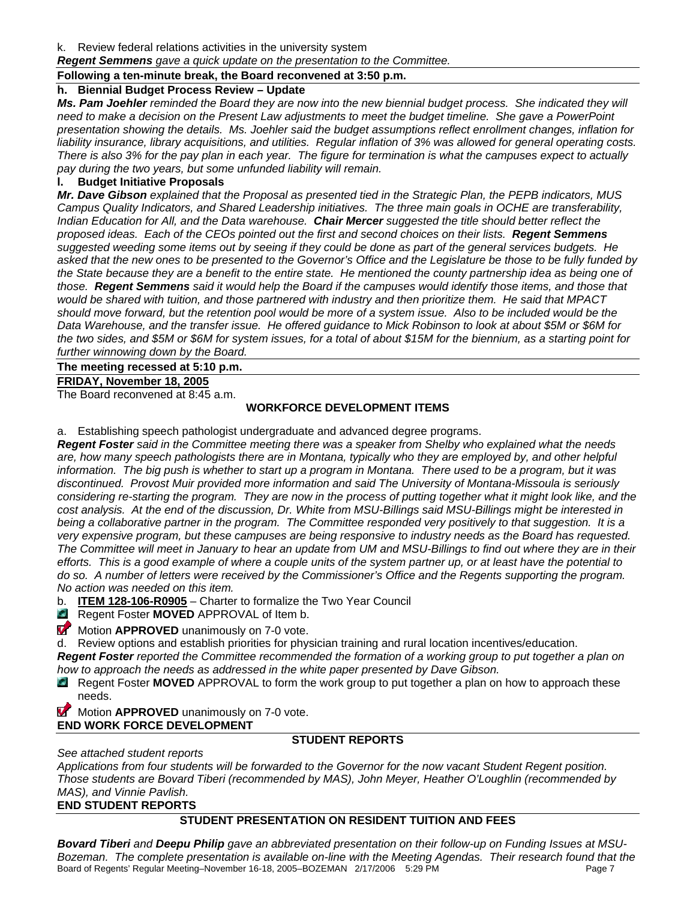k. Review federal relations activities in the university system

***Regent Semmens*** *gave a quick update on the presentation to the Committee.*

**Following a ten-minute break, the Board reconvened at 3:50 p.m.**

**h. Biennial Budget Process Review – Update**

***Ms. Pam Joehler*** *reminded the Board they are now into the new biennial budget process. She indicated they will need to make a decision on the Present Law adjustments to meet the budget timeline. She gave a PowerPoint presentation showing the details. Ms. Joehler said the budget assumptions reflect enrollment changes, inflation for liability insurance, library acquisitions, and utilities. Regular inflation of 3% was allowed for general operating costs. There is also 3% for the pay plan in each year. The figure for termination is what the campuses expect to actually pay during the two years, but some unfunded liability will remain.*

**l. Budget Initiative Proposals**

***Mr. Dave Gibson*** *explained that the Proposal as presented tied in the Strategic Plan, the PEPB indicators, MUS Campus Quality Indicators, and Shared Leadership initiatives. The three main goals in OCHE are transferability, Indian Education for All, and the Data warehouse.* ***Chair Mercer*** *suggested the title should better reflect the proposed ideas. Each of the CEOs pointed out the first and second choices on their lists.* ***Regent Semmens*** *suggested weeding some items out by seeing if they could be done as part of the general services budgets. He asked that the new ones to be presented to the Governor's Office and the Legislature be those to be fully funded by the State because they are a benefit to the entire state. He mentioned the county partnership idea as being one of those.* ***Regent Semmens*** *said it would help the Board if the campuses would identify those items, and those that would be shared with tuition, and those partnered with industry and then prioritize them. He said that MPACT should move forward, but the retention pool would be more of a system issue. Also to be included would be the Data Warehouse, and the transfer issue. He offered guidance to Mick Robinson to look at about $5M or $6M for the two sides, and $5M or $6M for system issues, for a total of about $15M for the biennium, as a starting point for further winnowing down by the Board.*

**The meeting recessed at 5:10 p.m.**

**FRIDAY, November 18, 2005**

The Board reconvened at 8:45 a.m.

## WORKFORCE DEVELOPMENT ITEMS

a. Establishing speech pathologist undergraduate and advanced degree programs.

***Regent Foster*** *said in the Committee meeting there was a speaker from Shelby who explained what the needs are, how many speech pathologists there are in Montana, typically who they are employed by, and other helpful information. The big push is whether to start up a program in Montana. There used to be a program, but it was discontinued. Provost Muir provided more information and said The University of Montana-Missoula is seriously considering re-starting the program. They are now in the process of putting together what it might look like, and the cost analysis. At the end of the discussion, Dr. White from MSU-Billings said MSU-Billings might be interested in being a collaborative partner in the program. The Committee responded very positively to that suggestion. It is a very expensive program, but these campuses are being responsive to industry needs as the Board has requested. The Committee will meet in January to hear an update from UM and MSU-Billings to find out where they are in their efforts. This is a good example of where a couple units of the system partner up, or at least have the potential to do so. A number of letters were received by the Commissioner's Office and the Regents supporting the program. No action was needed on this item.*

b. **ITEM 128-106-R0905** – Charter to formalize the Two Year Council

- Regent Foster **MOVED** APPROVAL of Item b.
- Motion **APPROVED** unanimously on 7-0 vote.

d. Review options and establish priorities for physician training and rural location incentives/education.

***Regent Foster*** *reported the Committee recommended the formation of a working group to put together a plan on how to approach the needs as addressed in the white paper presented by Dave Gibson.*

- Regent Foster **MOVED** APPROVAL to form the work group to put together a plan on how to approach these needs.
- Motion **APPROVED** unanimously on 7-0 vote.

**END WORK FORCE DEVELOPMENT**

## STUDENT REPORTS

*See attached student reports*

*Applications from four students will be forwarded to the Governor for the now vacant Student Regent position. Those students are Bovard Tiberi (recommended by MAS), John Meyer, Heather O'Loughlin (recommended by MAS), and Vinnie Pavlish.*

**END STUDENT REPORTS**

## STUDENT PRESENTATION ON RESIDENT TUITION AND FEES

***Bovard Tiberi*** *and* ***Deepu Philip*** *gave an abbreviated presentation on their follow-up on Funding Issues at MSU-Bozeman. The complete presentation is available on-line with the Meeting Agendas. Their research found that the*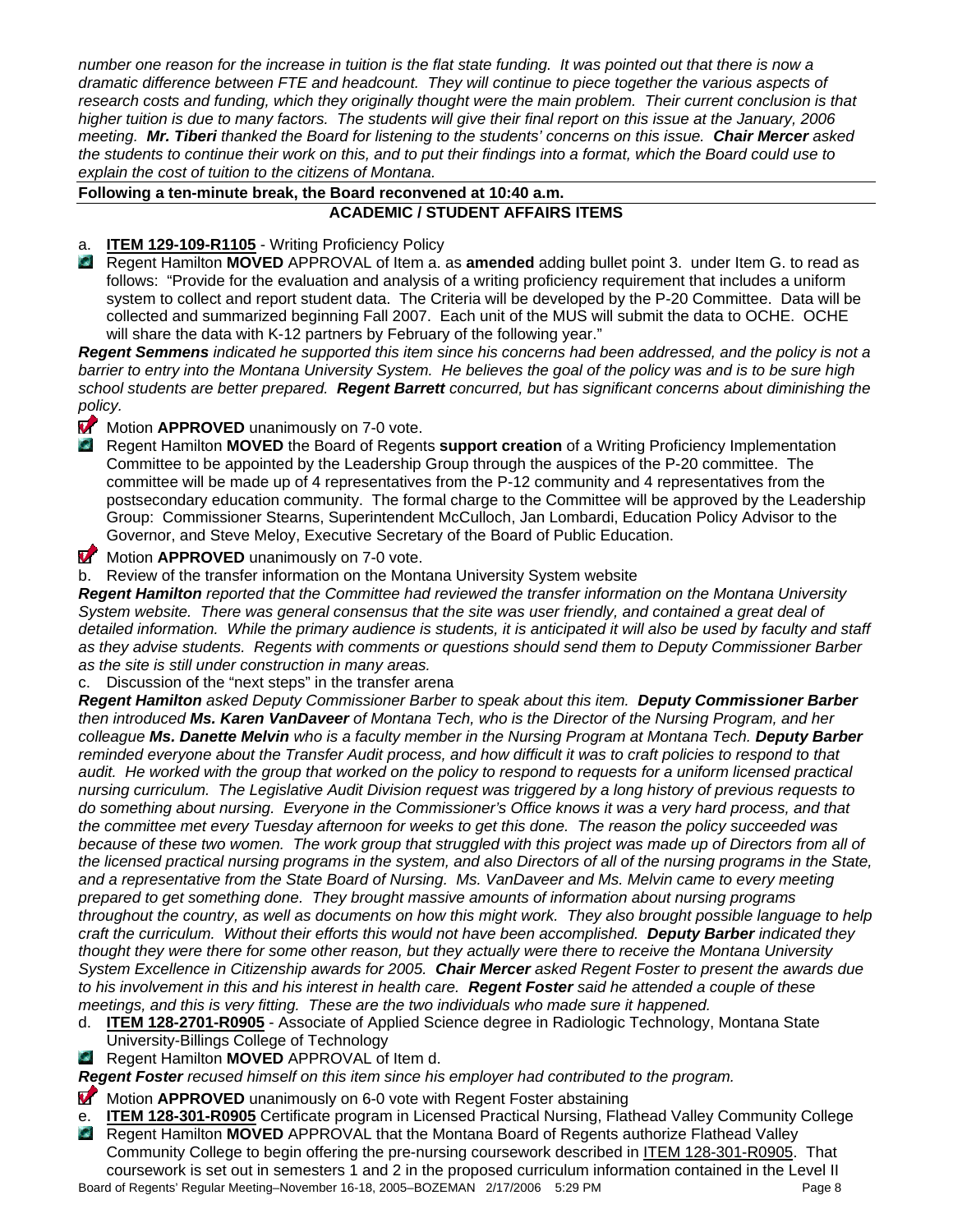*number one reason for the increase in tuition is the flat state funding. It was pointed out that there is now a dramatic difference between FTE and headcount. They will continue to piece together the various aspects of research costs and funding, which they originally thought were the main problem. Their current conclusion is that higher tuition is due to many factors. The students will give their final report on this issue at the January, 2006 meeting.* ***Mr. Tiberi*** *thanked the Board for listening to the students' concerns on this issue.* ***Chair Mercer*** *asked the students to continue their work on this, and to put their findings into a format, which the Board could use to explain the cost of tuition to the citizens of Montana.*

**Following a ten-minute break, the Board reconvened at 10:40 a.m.**

**ACADEMIC / STUDENT AFFAIRS ITEMS**

a. **ITEM 129-109-R1105** - Writing Proficiency Policy

Regent Hamilton **MOVED** APPROVAL of Item a. as **amended** adding bullet point 3. under Item G. to read as follows: "Provide for the evaluation and analysis of a writing proficiency requirement that includes a uniform system to collect and report student data. The Criteria will be developed by the P-20 Committee. Data will be collected and summarized beginning Fall 2007. Each unit of the MUS will submit the data to OCHE. OCHE will share the data with K-12 partners by February of the following year."

***Regent Semmens*** *indicated he supported this item since his concerns had been addressed, and the policy is not a barrier to entry into the Montana University System. He believes the goal of the policy was and is to be sure high school students are better prepared.* ***Regent Barrett*** *concurred, but has significant concerns about diminishing the policy.*

Motion **APPROVED** unanimously on 7-0 vote.

Regent Hamilton **MOVED** the Board of Regents **support creation** of a Writing Proficiency Implementation Committee to be appointed by the Leadership Group through the auspices of the P-20 committee. The committee will be made up of 4 representatives from the P-12 community and 4 representatives from the postsecondary education community. The formal charge to the Committee will be approved by the Leadership Group: Commissioner Stearns, Superintendent McCulloch, Jan Lombardi, Education Policy Advisor to the Governor, and Steve Meloy, Executive Secretary of the Board of Public Education.

Motion **APPROVED** unanimously on 7-0 vote.

b. Review of the transfer information on the Montana University System website

***Regent Hamilton*** *reported that the Committee had reviewed the transfer information on the Montana University System website. There was general consensus that the site was user friendly, and contained a great deal of detailed information. While the primary audience is students, it is anticipated it will also be used by faculty and staff as they advise students. Regents with comments or questions should send them to Deputy Commissioner Barber as the site is still under construction in many areas.*

c. Discussion of the "next steps" in the transfer arena

***Regent Hamilton*** *asked Deputy Commissioner Barber to speak about this item.* ***Deputy Commissioner Barber*** *then introduced* ***Ms. Karen VanDaveer*** *of Montana Tech, who is the Director of the Nursing Program, and her colleague* ***Ms. Danette Melvin*** *who is a faculty member in the Nursing Program at Montana Tech.* ***Deputy Barber*** *reminded everyone about the Transfer Audit process, and how difficult it was to craft policies to respond to that audit. He worked with the group that worked on the policy to respond to requests for a uniform licensed practical nursing curriculum. The Legislative Audit Division request was triggered by a long history of previous requests to do something about nursing. Everyone in the Commissioner's Office knows it was a very hard process, and that the committee met every Tuesday afternoon for weeks to get this done. The reason the policy succeeded was because of these two women. The work group that struggled with this project was made up of Directors from all of the licensed practical nursing programs in the system, and also Directors of all of the nursing programs in the State, and a representative from the State Board of Nursing. Ms. VanDaveer and Ms. Melvin came to every meeting prepared to get something done. They brought massive amounts of information about nursing programs throughout the country, as well as documents on how this might work. They also brought possible language to help craft the curriculum. Without their efforts this would not have been accomplished.* ***Deputy Barber*** *indicated they thought they were there for some other reason, but they actually were there to receive the Montana University System Excellence in Citizenship awards for 2005.* ***Chair Mercer*** *asked Regent Foster to present the awards due to his involvement in this and his interest in health care.* ***Regent Foster*** *said he attended a couple of these meetings, and this is very fitting. These are the two individuals who made sure it happened.*

d. **ITEM 128-2701-R0905** - Associate of Applied Science degree in Radiologic Technology, Montana State University-Billings College of Technology

Regent Hamilton **MOVED** APPROVAL of Item d.

***Regent Foster*** *recused himself on this item since his employer had contributed to the program.*

Motion **APPROVED** unanimously on 6-0 vote with Regent Foster abstaining

e. **ITEM 128-301-R0905** Certificate program in Licensed Practical Nursing, Flathead Valley Community College

Regent Hamilton **MOVED** APPROVAL that the Montana Board of Regents authorize Flathead Valley Community College to begin offering the pre-nursing coursework described in ITEM 128-301-R0905. That coursework is set out in semesters 1 and 2 in the proposed curriculum information contained in the Level II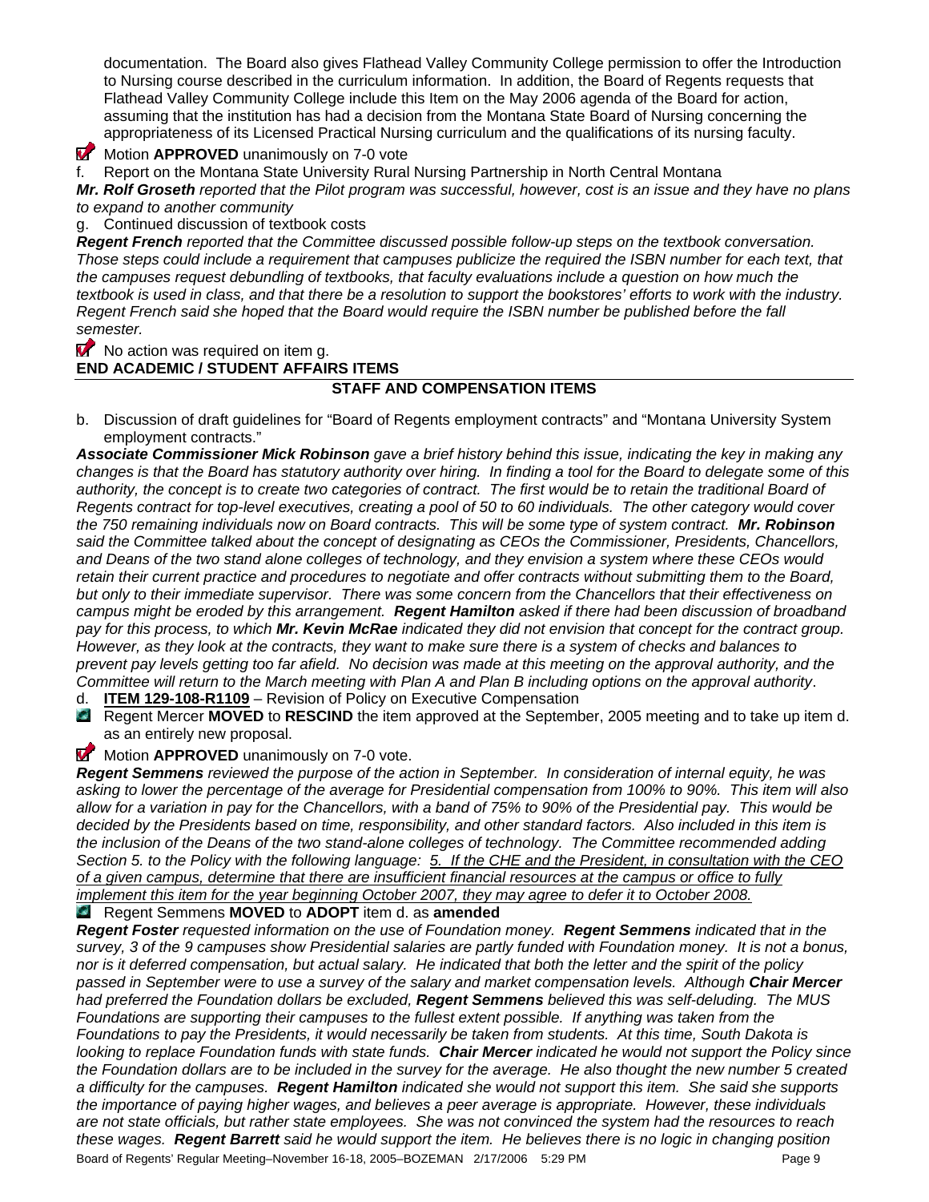documentation. The Board also gives Flathead Valley Community College permission to offer the Introduction to Nursing course described in the curriculum information. In addition, the Board of Regents requests that Flathead Valley Community College include this Item on the May 2006 agenda of the Board for action, assuming that the institution has had a decision from the Montana State Board of Nursing concerning the appropriateness of its Licensed Practical Nursing curriculum and the qualifications of its nursing faculty.

Motion **APPROVED** unanimously on 7-0 vote

f. Report on the Montana State University Rural Nursing Partnership in North Central Montana

***Mr. Rolf Groseth*** *reported that the Pilot program was successful, however, cost is an issue and they have no plans to expand to another community*

g. Continued discussion of textbook costs

***Regent French*** *reported that the Committee discussed possible follow-up steps on the textbook conversation. Those steps could include a requirement that campuses publicize the required the ISBN number for each text, that the campuses request debundling of textbooks, that faculty evaluations include a question on how much the textbook is used in class, and that there be a resolution to support the bookstores' efforts to work with the industry. Regent French said she hoped that the Board would require the ISBN number be published before the fall semester.*

No action was required on item g.

**END ACADEMIC / STUDENT AFFAIRS ITEMS**

## STAFF AND COMPENSATION ITEMS

b. Discussion of draft guidelines for "Board of Regents employment contracts" and "Montana University System employment contracts."

***Associate Commissioner Mick Robinson*** *gave a brief history behind this issue, indicating the key in making any changes is that the Board has statutory authority over hiring. In finding a tool for the Board to delegate some of this authority, the concept is to create two categories of contract. The first would be to retain the traditional Board of Regents contract for top-level executives, creating a pool of 50 to 60 individuals. The other category would cover the 750 remaining individuals now on Board contracts. This will be some type of system contract.* ***Mr. Robinson*** *said the Committee talked about the concept of designating as CEOs the Commissioner, Presidents, Chancellors, and Deans of the two stand alone colleges of technology, and they envision a system where these CEOs would retain their current practice and procedures to negotiate and offer contracts without submitting them to the Board, but only to their immediate supervisor. There was some concern from the Chancellors that their effectiveness on campus might be eroded by this arrangement.* ***Regent Hamilton*** *asked if there had been discussion of broadband pay for this process, to which* ***Mr. Kevin McRae*** *indicated they did not envision that concept for the contract group. However, as they look at the contracts, they want to make sure there is a system of checks and balances to prevent pay levels getting too far afield. No decision was made at this meeting on the approval authority, and the Committee will return to the March meeting with Plan A and Plan B including options on the approval authority*.

d. **ITEM 129-108-R1109** – Revision of Policy on Executive Compensation

Regent Mercer **MOVED** to **RESCIND** the item approved at the September, 2005 meeting and to take up item d. as an entirely new proposal.

Motion **APPROVED** unanimously on 7-0 vote.

***Regent Semmens*** *reviewed the purpose of the action in September. In consideration of internal equity, he was asking to lower the percentage of the average for Presidential compensation from 100% to 90%. This item will also allow for a variation in pay for the Chancellors, with a band of 75% to 90% of the Presidential pay. This would be decided by the Presidents based on time, responsibility, and other standard factors. Also included in this item is the inclusion of the Deans of the two stand-alone colleges of technology. The Committee recommended adding Section 5. to the Policy with the following language: 5. If the CHE and the President, in consultation with the CEO of a given campus, determine that there are insufficient financial resources at the campus or office to fully implement this item for the year beginning October 2007, they may agree to defer it to October 2008.*

Regent Semmens **MOVED** to **ADOPT** item d. as **amended**

***Regent Foster*** *requested information on the use of Foundation money.* ***Regent Semmens*** *indicated that in the survey, 3 of the 9 campuses show Presidential salaries are partly funded with Foundation money. It is not a bonus, nor is it deferred compensation, but actual salary. He indicated that both the letter and the spirit of the policy passed in September were to use a survey of the salary and market compensation levels. Although* ***Chair Mercer*** *had preferred the Foundation dollars be excluded,* ***Regent Semmens*** *believed this was self-deluding. The MUS Foundations are supporting their campuses to the fullest extent possible. If anything was taken from the Foundations to pay the Presidents, it would necessarily be taken from students. At this time, South Dakota is looking to replace Foundation funds with state funds.* ***Chair Mercer*** *indicated he would not support the Policy since the Foundation dollars are to be included in the survey for the average. He also thought the new number 5 created a difficulty for the campuses.* ***Regent Hamilton*** *indicated she would not support this item. She said she supports the importance of paying higher wages, and believes a peer average is appropriate. However, these individuals are not state officials, but rather state employees. She was not convinced the system had the resources to reach these wages.* ***Regent Barrett*** *said he would support the item. He believes there is no logic in changing position*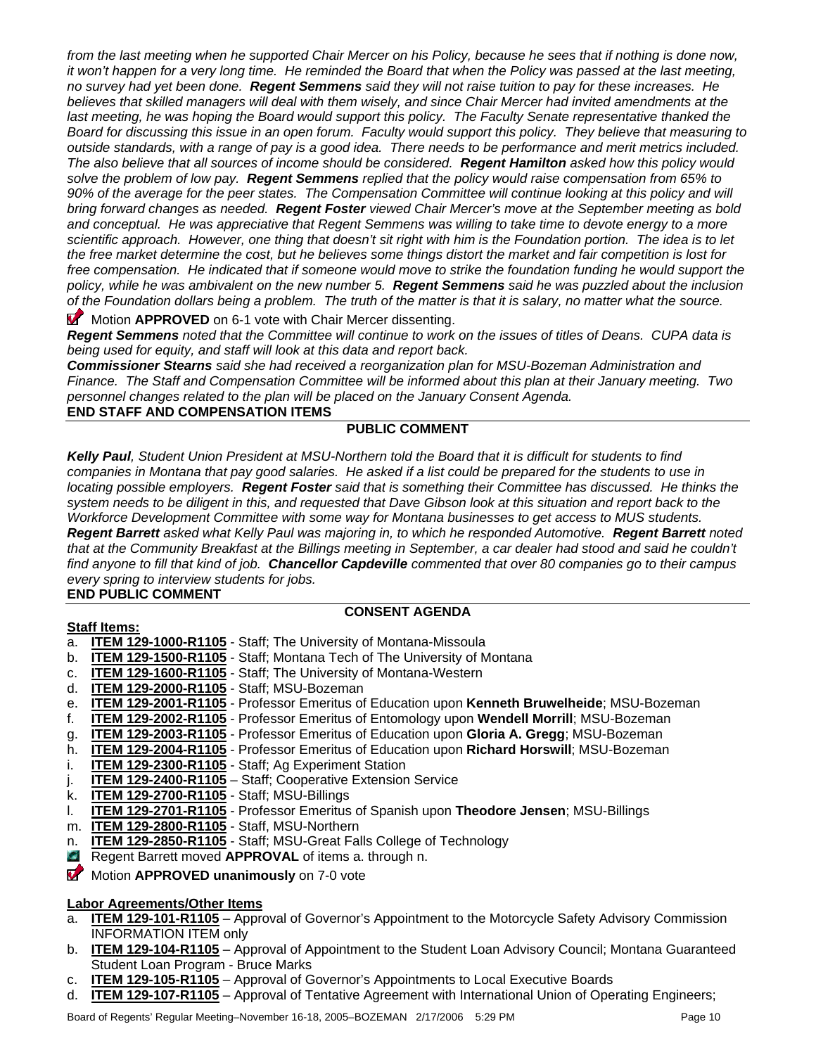*from the last meeting when he supported Chair Mercer on his Policy, because he sees that if nothing is done now, it won't happen for a very long time. He reminded the Board that when the Policy was passed at the last meeting, no survey had yet been done.* ***Regent Semmens*** *said they will not raise tuition to pay for these increases. He believes that skilled managers will deal with them wisely, and since Chair Mercer had invited amendments at the last meeting, he was hoping the Board would support this policy. The Faculty Senate representative thanked the Board for discussing this issue in an open forum. Faculty would support this policy. They believe that measuring to outside standards, with a range of pay is a good idea. There needs to be performance and merit metrics included. The also believe that all sources of income should be considered.* ***Regent Hamilton*** *asked how this policy would solve the problem of low pay.* ***Regent Semmens*** *replied that the policy would raise compensation from 65% to 90% of the average for the peer states. The Compensation Committee will continue looking at this policy and will bring forward changes as needed.* ***Regent Foster*** *viewed Chair Mercer's move at the September meeting as bold and conceptual. He was appreciative that Regent Semmens was willing to take time to devote energy to a more scientific approach. However, one thing that doesn't sit right with him is the Foundation portion. The idea is to let the free market determine the cost, but he believes some things distort the market and fair competition is lost for free compensation. He indicated that if someone would move to strike the foundation funding he would support the policy, while he was ambivalent on the new number 5.* ***Regent Semmens*** *said he was puzzled about the inclusion of the Foundation dollars being a problem. The truth of the matter is that it is salary, no matter what the source.*

Motion **APPROVED** on 6-1 vote with Chair Mercer dissenting.

***Regent Semmens*** *noted that the Committee will continue to work on the issues of titles of Deans. CUPA data is being used for equity, and staff will look at this data and report back.*

***Commissioner Stearns*** *said she had received a reorganization plan for MSU-Bozeman Administration and Finance. The Staff and Compensation Committee will be informed about this plan at their January meeting. Two personnel changes related to the plan will be placed on the January Consent Agenda.*

**END STAFF AND COMPENSATION ITEMS**

## PUBLIC COMMENT

***Kelly Paul****, Student Union President at MSU-Northern told the Board that it is difficult for students to find companies in Montana that pay good salaries. He asked if a list could be prepared for the students to use in locating possible employers.* ***Regent Foster*** *said that is something their Committee has discussed. He thinks the system needs to be diligent in this, and requested that Dave Gibson look at this situation and report back to the Workforce Development Committee with some way for Montana businesses to get access to MUS students.*

***Regent Barrett*** *asked what Kelly Paul was majoring in, to which he responded Automotive.* ***Regent Barrett*** *noted that at the Community Breakfast at the Billings meeting in September, a car dealer had stood and said he couldn't find anyone to fill that kind of job.* ***Chancellor Capdeville*** *commented that over 80 companies go to their campus every spring to interview students for jobs.*

**END PUBLIC COMMENT**

## CONSENT AGENDA

**Staff Items:**

a. **ITEM 129-1000-R1105** - Staff; The University of Montana-Missoula
b. **ITEM 129-1500-R1105** - Staff; Montana Tech of The University of Montana
c. **ITEM 129-1600-R1105** - Staff; The University of Montana-Western
d. **ITEM 129-2000-R1105** - Staff; MSU-Bozeman
e. **ITEM 129-2001-R1105** - Professor Emeritus of Education upon **Kenneth Bruwelheide**; MSU-Bozeman
f. **ITEM 129-2002-R1105** - Professor Emeritus of Entomology upon **Wendell Morrill**; MSU-Bozeman
g. **ITEM 129-2003-R1105** - Professor Emeritus of Education upon **Gloria A. Gregg**; MSU-Bozeman
h. **ITEM 129-2004-R1105** - Professor Emeritus of Education upon **Richard Horswill**; MSU-Bozeman
i. **ITEM 129-2300-R1105** - Staff; Ag Experiment Station
j. **ITEM 129-2400-R1105** – Staff; Cooperative Extension Service
k. **ITEM 129-2700-R1105** - Staff; MSU-Billings
l. **ITEM 129-2701-R1105** - Professor Emeritus of Spanish upon **Theodore Jensen**; MSU-Billings
m. **ITEM 129-2800-R1105** - Staff, MSU-Northern
n. **ITEM 129-2850-R1105** - Staff; MSU-Great Falls College of Technology

Regent Barrett moved **APPROVAL** of items a. through n.

Motion **APPROVED unanimously** on 7-0 vote

**Labor Agreements/Other Items**

a. **ITEM 129-101-R1105** – Approval of Governor's Appointment to the Motorcycle Safety Advisory Commission INFORMATION ITEM only
b. **ITEM 129-104-R1105** – Approval of Appointment to the Student Loan Advisory Council; Montana Guaranteed Student Loan Program - Bruce Marks
c. **ITEM 129-105-R1105** – Approval of Governor's Appointments to Local Executive Boards
d. **ITEM 129-107-R1105** – Approval of Tentative Agreement with International Union of Operating Engineers;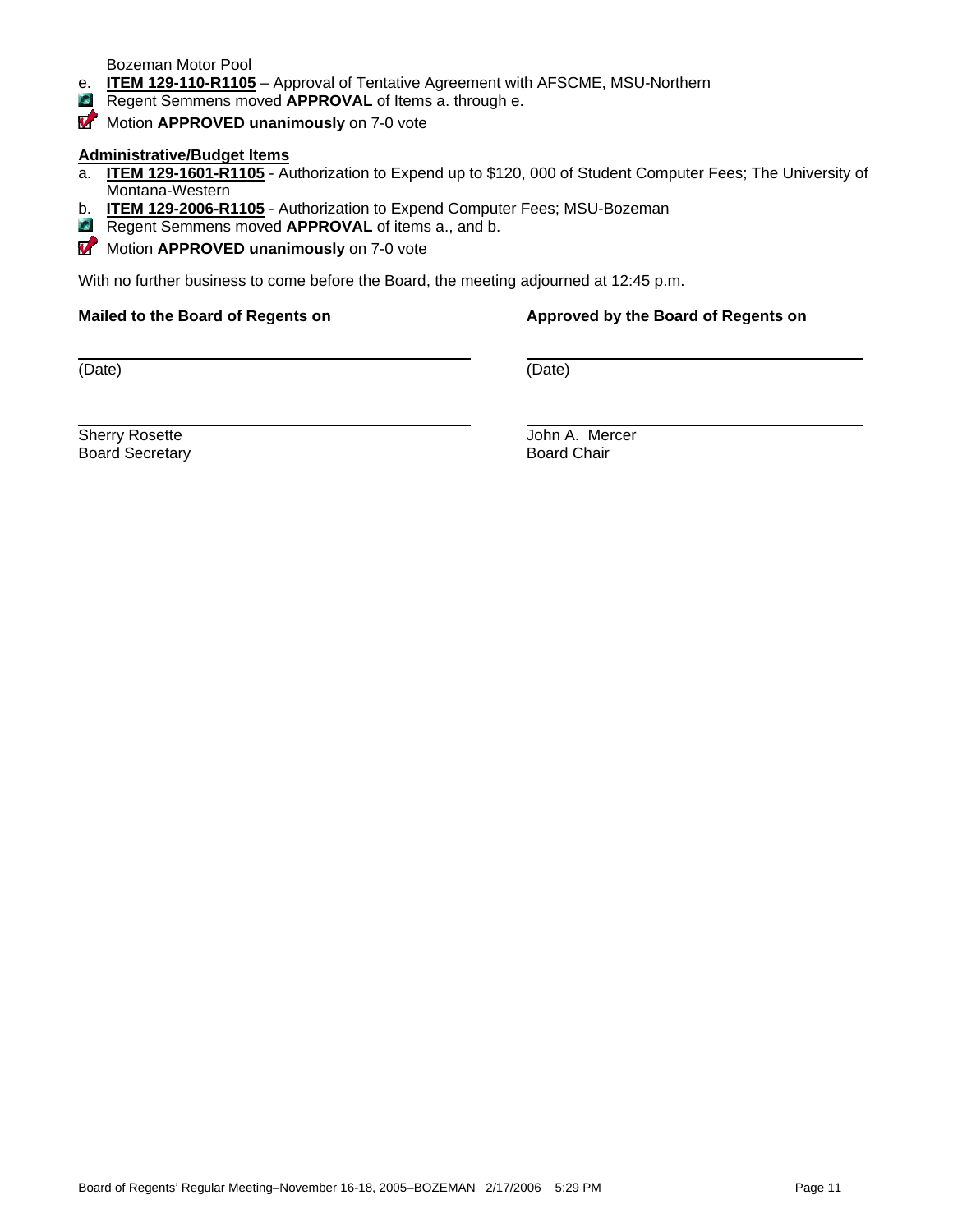Bozeman Motor Pool

e. **ITEM 129-110-R1105** – Approval of Tentative Agreement with AFSCME, MSU-Northern

Regent Semmens moved **APPROVAL** of Items a. through e.

Motion **APPROVED unanimously** on 7-0 vote

**Administrative/Budget Items**

a. **ITEM 129-1601-R1105** - Authorization to Expend up to $120, 000 of Student Computer Fees; The University of Montana-Western

b. **ITEM 129-2006-R1105** - Authorization to Expend Computer Fees; MSU-Bozeman

Regent Semmens moved **APPROVAL** of items a., and b.

Motion **APPROVED unanimously** on 7-0 vote

With no further business to come before the Board, the meeting adjourned at 12:45 p.m.

**Mailed to the Board of Regents on**

(Date)

Sherry Rosette
Board Secretary

**Approved by the Board of Regents on**

(Date)

John A. Mercer
Board Chair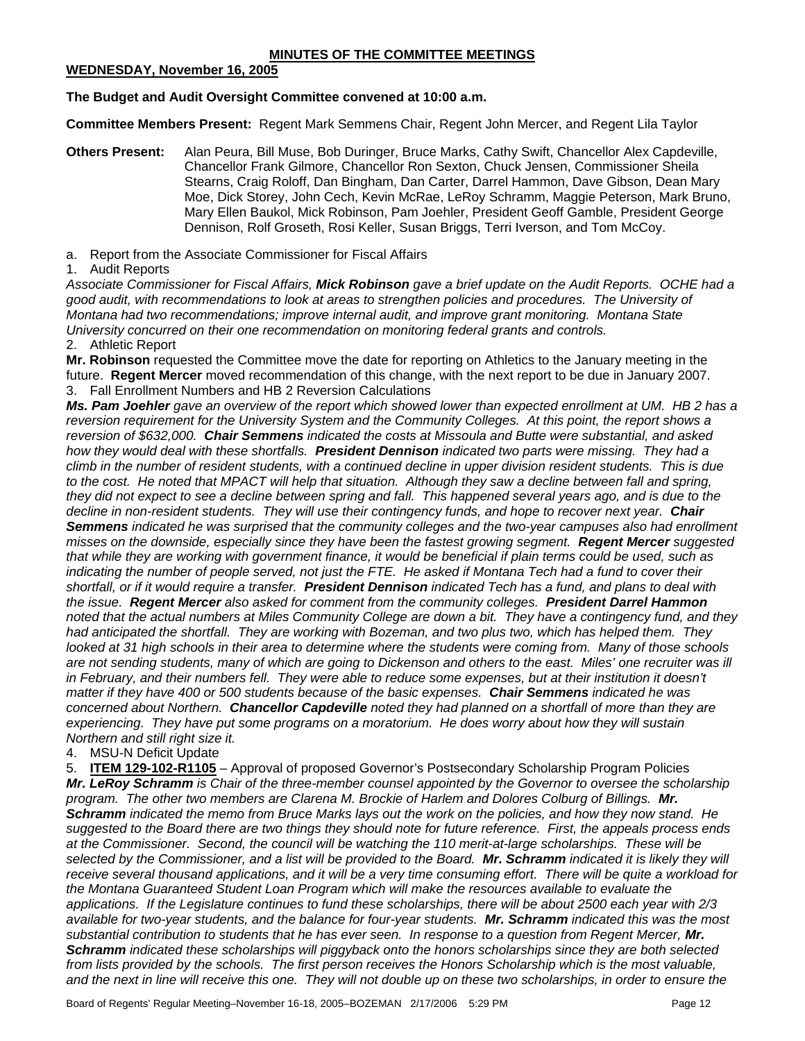**MINUTES OF THE COMMITTEE MEETINGS**

**WEDNESDAY, November 16, 2005**

**The Budget and Audit Oversight Committee convened at 10:00 a.m.**

**Committee Members Present:** Regent Mark Semmens Chair, Regent John Mercer, and Regent Lila Taylor

**Others Present:** Alan Peura, Bill Muse, Bob Duringer, Bruce Marks, Cathy Swift, Chancellor Alex Capdeville, Chancellor Frank Gilmore, Chancellor Ron Sexton, Chuck Jensen, Commissioner Sheila Stearns, Craig Roloff, Dan Bingham, Dan Carter, Darrel Hammon, Dave Gibson, Dean Mary Moe, Dick Storey, John Cech, Kevin McRae, LeRoy Schramm, Maggie Peterson, Mark Bruno, Mary Ellen Baukol, Mick Robinson, Pam Joehler, President Geoff Gamble, President George Dennison, Rolf Groseth, Rosi Keller, Susan Briggs, Terri Iverson, and Tom McCoy.

a. Report from the Associate Commissioner for Fiscal Affairs

1. Audit Reports

*Associate Commissioner for Fiscal Affairs, **Mick Robinson** gave a brief update on the Audit Reports. OCHE had a good audit, with recommendations to look at areas to strengthen policies and procedures. The University of Montana had two recommendations; improve internal audit, and improve grant monitoring. Montana State University concurred on their one recommendation on monitoring federal grants and controls.*

2. Athletic Report

**Mr. Robinson** requested the Committee move the date for reporting on Athletics to the January meeting in the future. **Regent Mercer** moved recommendation of this change, with the next report to be due in January 2007.

3. Fall Enrollment Numbers and HB 2 Reversion Calculations

***Ms. Pam Joehler** gave an overview of the report which showed lower than expected enrollment at UM. HB 2 has a reversion requirement for the University System and the Community Colleges. At this point, the report shows a reversion of $632,000. **Chair Semmens** indicated the costs at Missoula and Butte were substantial, and asked how they would deal with these shortfalls. **President Dennison** indicated two parts were missing. They had a climb in the number of resident students, with a continued decline in upper division resident students. This is due to the cost. He noted that MPACT will help that situation. Although they saw a decline between fall and spring, they did not expect to see a decline between spring and fall. This happened several years ago, and is due to the decline in non-resident students. They will use their contingency funds, and hope to recover next year. **Chair Semmens** indicated he was surprised that the community colleges and the two-year campuses also had enrollment misses on the downside, especially since they have been the fastest growing segment. **Regent Mercer** suggested that while they are working with government finance, it would be beneficial if plain terms could be used, such as indicating the number of people served, not just the FTE. He asked if Montana Tech had a fund to cover their shortfall, or if it would require a transfer. **President Dennison** indicated Tech has a fund, and plans to deal with the issue. **Regent Mercer** also asked for comment from the community colleges. **President Darrel Hammon** noted that the actual numbers at Miles Community College are down a bit. They have a contingency fund, and they had anticipated the shortfall. They are working with Bozeman, and two plus two, which has helped them. They looked at 31 high schools in their area to determine where the students were coming from. Many of those schools are not sending students, many of which are going to Dickenson and others to the east. Miles' one recruiter was ill in February, and their numbers fell. They were able to reduce some expenses, but at their institution it doesn't matter if they have 400 or 500 students because of the basic expenses. **Chair Semmens** indicated he was concerned about Northern. **Chancellor Capdeville** noted they had planned on a shortfall of more than they are experiencing. They have put some programs on a moratorium. He does worry about how they will sustain Northern and still right size it.*

4. MSU-N Deficit Update

5. **ITEM 129-102-R1105** – Approval of proposed Governor's Postsecondary Scholarship Program Policies

***Mr. LeRoy Schramm** is Chair of the three-member counsel appointed by the Governor to oversee the scholarship program. The other two members are Clarena M. Brockie of Harlem and Dolores Colburg of Billings. **Mr. Schramm** indicated the memo from Bruce Marks lays out the work on the policies, and how they now stand. He suggested to the Board there are two things they should note for future reference. First, the appeals process ends at the Commissioner. Second, the council will be watching the 110 merit-at-large scholarships. These will be selected by the Commissioner, and a list will be provided to the Board. **Mr. Schramm** indicated it is likely they will receive several thousand applications, and it will be a very time consuming effort. There will be quite a workload for the Montana Guaranteed Student Loan Program which will make the resources available to evaluate the applications. If the Legislature continues to fund these scholarships, there will be about 2500 each year with 2/3 available for two-year students, and the balance for four-year students. **Mr. Schramm** indicated this was the most substantial contribution to students that he has ever seen. In response to a question from Regent Mercer, **Mr. Schramm** indicated these scholarships will piggyback onto the honors scholarships since they are both selected from lists provided by the schools. The first person receives the Honors Scholarship which is the most valuable, and the next in line will receive this one. They will not double up on these two scholarships, in order to ensure the*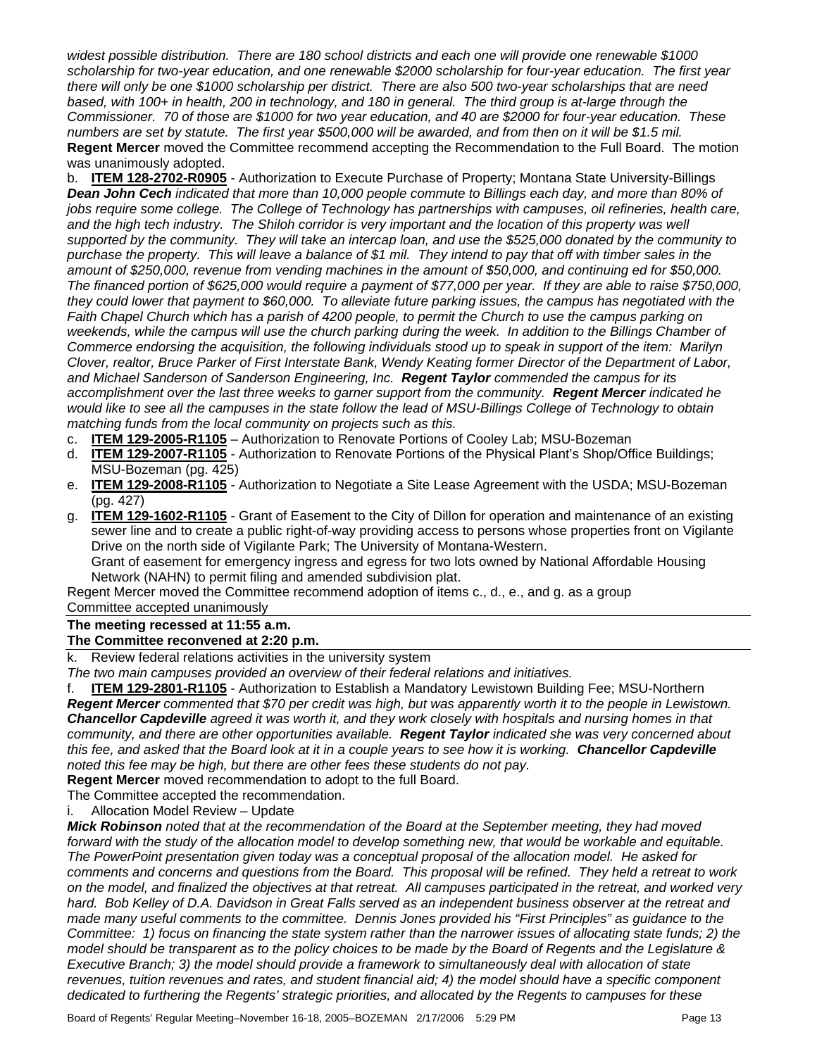*widest possible distribution. There are 180 school districts and each one will provide one renewable $1000 scholarship for two-year education, and one renewable $2000 scholarship for four-year education. The first year there will only be one $1000 scholarship per district. There are also 500 two-year scholarships that are need based, with 100+ in health, 200 in technology, and 180 in general. The third group is at-large through the Commissioner. 70 of those are $1000 for two year education, and 40 are $2000 for four-year education. These numbers are set by statute. The first year $500,000 will be awarded, and from then on it will be $1.5 mil.*

**Regent Mercer** moved the Committee recommend accepting the Recommendation to the Full Board. The motion was unanimously adopted.

b. **ITEM 128-2702-R0905** - Authorization to Execute Purchase of Property; Montana State University-Billings

***Dean John Cech*** *indicated that more than 10,000 people commute to Billings each day, and more than 80% of jobs require some college. The College of Technology has partnerships with campuses, oil refineries, health care, and the high tech industry. The Shiloh corridor is very important and the location of this property was well supported by the community. They will take an intercap loan, and use the $525,000 donated by the community to purchase the property. This will leave a balance of $1 mil. They intend to pay that off with timber sales in the amount of $250,000, revenue from vending machines in the amount of $50,000, and continuing ed for $50,000. The financed portion of $625,000 would require a payment of $77,000 per year. If they are able to raise $750,000, they could lower that payment to $60,000. To alleviate future parking issues, the campus has negotiated with the Faith Chapel Church which has a parish of 4200 people, to permit the Church to use the campus parking on weekends, while the campus will use the church parking during the week. In addition to the Billings Chamber of Commerce endorsing the acquisition, the following individuals stood up to speak in support of the item: Marilyn Clover, realtor, Bruce Parker of First Interstate Bank, Wendy Keating former Director of the Department of Labor, and Michael Sanderson of Sanderson Engineering, Inc.* ***Regent Taylor*** *commended the campus for its accomplishment over the last three weeks to garner support from the community.* ***Regent Mercer*** *indicated he would like to see all the campuses in the state follow the lead of MSU-Billings College of Technology to obtain matching funds from the local community on projects such as this.*

c. **ITEM 129-2005-R1105** – Authorization to Renovate Portions of Cooley Lab; MSU-Bozeman
d. **ITEM 129-2007-R1105** - Authorization to Renovate Portions of the Physical Plant's Shop/Office Buildings; MSU-Bozeman (pg. 425)
e. **ITEM 129-2008-R1105** - Authorization to Negotiate a Site Lease Agreement with the USDA; MSU-Bozeman (pg. 427)
g. **ITEM 129-1602-R1105** - Grant of Easement to the City of Dillon for operation and maintenance of an existing sewer line and to create a public right-of-way providing access to persons whose properties front on Vigilante Drive on the north side of Vigilante Park; The University of Montana-Western.
Grant of easement for emergency ingress and egress for two lots owned by National Affordable Housing Network (NAHN) to permit filing and amended subdivision plat.

Regent Mercer moved the Committee recommend adoption of items c., d., e., and g. as a group
Committee accepted unanimously

**The meeting recessed at 11:55 a.m.**
**The Committee reconvened at 2:20 p.m.**

k. Review federal relations activities in the university system
*The two main campuses provided an overview of their federal relations and initiatives.*

f. **ITEM 129-2801-R1105** - Authorization to Establish a Mandatory Lewistown Building Fee; MSU-Northern
***Regent Mercer*** *commented that $70 per credit was high, but was apparently worth it to the people in Lewistown.* ***Chancellor Capdeville*** *agreed it was worth it, and they work closely with hospitals and nursing homes in that community, and there are other opportunities available.* ***Regent Taylor*** *indicated she was very concerned about this fee, and asked that the Board look at it in a couple years to see how it is working.* ***Chancellor Capdeville*** *noted this fee may be high, but there are other fees these students do not pay.*

**Regent Mercer** moved recommendation to adopt to the full Board.
The Committee accepted the recommendation.

i. Allocation Model Review – Update
***Mick Robinson*** *noted that at the recommendation of the Board at the September meeting, they had moved forward with the study of the allocation model to develop something new, that would be workable and equitable. The PowerPoint presentation given today was a conceptual proposal of the allocation model. He asked for comments and concerns and questions from the Board. This proposal will be refined. They held a retreat to work on the model, and finalized the objectives at that retreat. All campuses participated in the retreat, and worked very hard. Bob Kelley of D.A. Davidson in Great Falls served as an independent business observer at the retreat and made many useful comments to the committee. Dennis Jones provided his "First Principles" as guidance to the Committee: 1) focus on financing the state system rather than the narrower issues of allocating state funds; 2) the model should be transparent as to the policy choices to be made by the Board of Regents and the Legislature & Executive Branch; 3) the model should provide a framework to simultaneously deal with allocation of state revenues, tuition revenues and rates, and student financial aid; 4) the model should have a specific component dedicated to furthering the Regents' strategic priorities, and allocated by the Regents to campuses for these*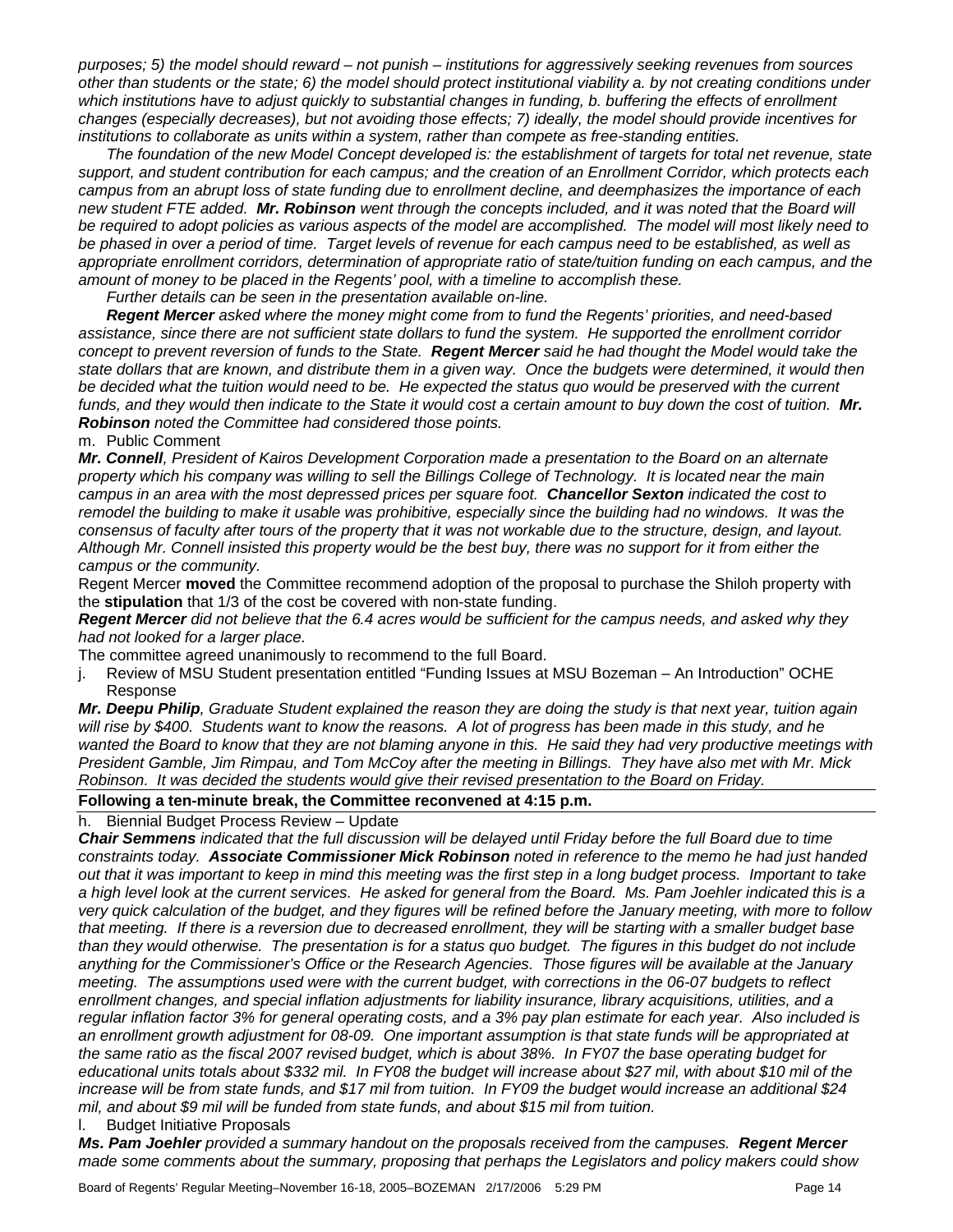*purposes; 5) the model should reward – not punish – institutions for aggressively seeking revenues from sources other than students or the state; 6) the model should protect institutional viability a. by not creating conditions under which institutions have to adjust quickly to substantial changes in funding, b. buffering the effects of enrollment changes (especially decreases), but not avoiding those effects; 7) ideally, the model should provide incentives for institutions to collaborate as units within a system, rather than compete as free-standing entities.*

*The foundation of the new Model Concept developed is: the establishment of targets for total net revenue, state support, and student contribution for each campus; and the creation of an Enrollment Corridor, which protects each campus from an abrupt loss of state funding due to enrollment decline, and deemphasizes the importance of each new student FTE added.* ***Mr. Robinson*** *went through the concepts included, and it was noted that the Board will be required to adopt policies as various aspects of the model are accomplished. The model will most likely need to be phased in over a period of time. Target levels of revenue for each campus need to be established, as well as appropriate enrollment corridors, determination of appropriate ratio of state/tuition funding on each campus, and the amount of money to be placed in the Regents' pool, with a timeline to accomplish these.*

*Further details can be seen in the presentation available on-line.*

***Regent Mercer*** *asked where the money might come from to fund the Regents' priorities, and need-based assistance, since there are not sufficient state dollars to fund the system. He supported the enrollment corridor concept to prevent reversion of funds to the State.* ***Regent Mercer*** *said he had thought the Model would take the state dollars that are known, and distribute them in a given way. Once the budgets were determined, it would then be decided what the tuition would need to be. He expected the status quo would be preserved with the current funds, and they would then indicate to the State it would cost a certain amount to buy down the cost of tuition.* ***Mr. Robinson*** *noted the Committee had considered those points.*

m. Public Comment

***Mr. Connell****, President of Kairos Development Corporation made a presentation to the Board on an alternate property which his company was willing to sell the Billings College of Technology. It is located near the main campus in an area with the most depressed prices per square foot.* ***Chancellor Sexton*** *indicated the cost to remodel the building to make it usable was prohibitive, especially since the building had no windows. It was the consensus of faculty after tours of the property that it was not workable due to the structure, design, and layout. Although Mr. Connell insisted this property would be the best buy, there was no support for it from either the campus or the community.*

Regent Mercer **moved** the Committee recommend adoption of the proposal to purchase the Shiloh property with the **stipulation** that 1/3 of the cost be covered with non-state funding.

***Regent Mercer*** *did not believe that the 6.4 acres would be sufficient for the campus needs, and asked why they had not looked for a larger place.*

The committee agreed unanimously to recommend to the full Board.

j. Review of MSU Student presentation entitled "Funding Issues at MSU Bozeman – An Introduction" OCHE Response

***Mr. Deepu Philip****, Graduate Student explained the reason they are doing the study is that next year, tuition again will rise by $400. Students want to know the reasons. A lot of progress has been made in this study, and he wanted the Board to know that they are not blaming anyone in this. He said they had very productive meetings with President Gamble, Jim Rimpau, and Tom McCoy after the meeting in Billings. They have also met with Mr. Mick Robinson. It was decided the students would give their revised presentation to the Board on Friday.*

**Following a ten-minute break, the Committee reconvened at 4:15 p.m.**

h. Biennial Budget Process Review – Update

***Chair Semmens*** *indicated that the full discussion will be delayed until Friday before the full Board due to time constraints today.* ***Associate Commissioner Mick Robinson*** *noted in reference to the memo he had just handed out that it was important to keep in mind this meeting was the first step in a long budget process. Important to take a high level look at the current services. He asked for general from the Board. Ms. Pam Joehler indicated this is a very quick calculation of the budget, and they figures will be refined before the January meeting, with more to follow that meeting. If there is a reversion due to decreased enrollment, they will be starting with a smaller budget base than they would otherwise. The presentation is for a status quo budget. The figures in this budget do not include anything for the Commissioner's Office or the Research Agencies. Those figures will be available at the January meeting. The assumptions used were with the current budget, with corrections in the 06-07 budgets to reflect enrollment changes, and special inflation adjustments for liability insurance, library acquisitions, utilities, and a regular inflation factor 3% for general operating costs, and a 3% pay plan estimate for each year. Also included is an enrollment growth adjustment for 08-09. One important assumption is that state funds will be appropriated at the same ratio as the fiscal 2007 revised budget, which is about 38%. In FY07 the base operating budget for educational units totals about $332 mil. In FY08 the budget will increase about $27 mil, with about $10 mil of the increase will be from state funds, and $17 mil from tuition. In FY09 the budget would increase an additional $24 mil, and about $9 mil will be funded from state funds, and about $15 mil from tuition.*

l. Budget Initiative Proposals

***Ms. Pam Joehler*** *provided a summary handout on the proposals received from the campuses.* ***Regent Mercer*** *made some comments about the summary, proposing that perhaps the Legislators and policy makers could show*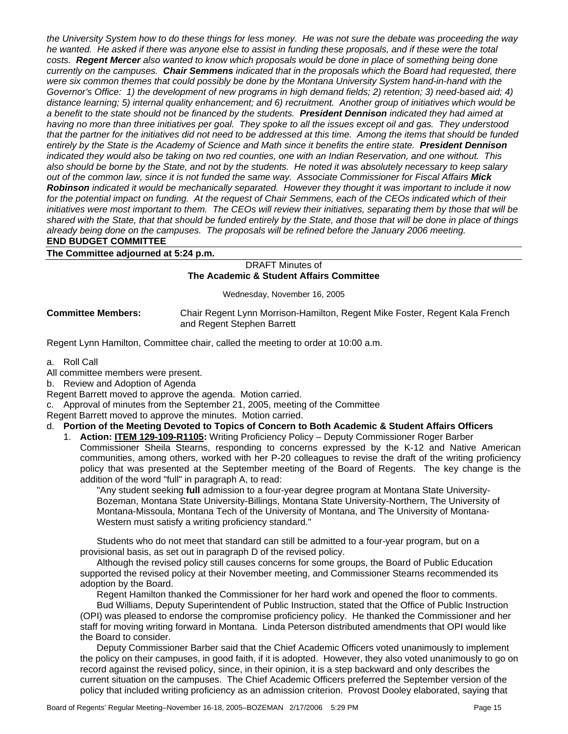*the University System how to do these things for less money. He was not sure the debate was proceeding the way he wanted. He asked if there was anyone else to assist in funding these proposals, and if these were the total costs.* ***Regent Mercer*** *also wanted to know which proposals would be done in place of something being done currently on the campuses.* ***Chair Semmens*** *indicated that in the proposals which the Board had requested, there were six common themes that could possibly be done by the Montana University System hand-in-hand with the Governor's Office: 1) the development of new programs in high demand fields; 2) retention; 3) need-based aid; 4) distance learning; 5) internal quality enhancement; and 6) recruitment. Another group of initiatives which would be a benefit to the state should not be financed by the students.* ***President Dennison*** *indicated they had aimed at having no more than three initiatives per goal. They spoke to all the issues except oil and gas. They understood that the partner for the initiatives did not need to be addressed at this time. Among the items that should be funded entirely by the State is the Academy of Science and Math since it benefits the entire state.* ***President Dennison*** *indicated they would also be taking on two red counties, one with an Indian Reservation, and one without. This also should be borne by the State, and not by the students. He noted it was absolutely necessary to keep salary out of the common law, since it is not funded the same way. Associate Commissioner for Fiscal Affairs* ***Mick Robinson*** *indicated it would be mechanically separated. However they thought it was important to include it now for the potential impact on funding. At the request of Chair Semmens, each of the CEOs indicated which of their initiatives were most important to them. The CEOs will review their initiatives, separating them by those that will be shared with the State, that that should be funded entirely by the State, and those that will be done in place of things already being done on the campuses. The proposals will be refined before the January 2006 meeting.*

**END BUDGET COMMITTEE**

**The Committee adjourned at 5:24 p.m.**

DRAFT Minutes of
**The Academic & Student Affairs Committee**

Wednesday, November 16, 2005

**Committee Members:** Chair Regent Lynn Morrison-Hamilton, Regent Mike Foster, Regent Kala French and Regent Stephen Barrett

Regent Lynn Hamilton, Committee chair, called the meeting to order at 10:00 a.m.

a. Roll Call

All committee members were present.

b. Review and Adoption of Agenda

Regent Barrett moved to approve the agenda. Motion carried.

c. Approval of minutes from the September 21, 2005, meeting of the Committee

Regent Barrett moved to approve the minutes. Motion carried.

d. **Portion of the Meeting Devoted to Topics of Concern to Both Academic & Student Affairs Officers**

1. **Action: ITEM 129-109-R1105:** Writing Proficiency Policy – Deputy Commissioner Roger Barber

   Commissioner Sheila Stearns, responding to concerns expressed by the K-12 and Native American communities, among others, worked with her P-20 colleagues to revise the draft of the writing proficiency policy that was presented at the September meeting of the Board of Regents. The key change is the addition of the word "full" in paragraph A, to read:

   "Any student seeking **full** admission to a four-year degree program at Montana State University-Bozeman, Montana State University-Billings, Montana State University-Northern, The University of Montana-Missoula, Montana Tech of the University of Montana, and The University of Montana-Western must satisfy a writing proficiency standard."

   Students who do not meet that standard can still be admitted to a four-year program, but on a provisional basis, as set out in paragraph D of the revised policy.

   Although the revised policy still causes concerns for some groups, the Board of Public Education supported the revised policy at their November meeting, and Commissioner Stearns recommended its adoption by the Board.

   Regent Hamilton thanked the Commissioner for her hard work and opened the floor to comments.

   Bud Williams, Deputy Superintendent of Public Instruction, stated that the Office of Public Instruction (OPI) was pleased to endorse the compromise proficiency policy. He thanked the Commissioner and her staff for moving writing forward in Montana. Linda Peterson distributed amendments that OPI would like the Board to consider.

   Deputy Commissioner Barber said that the Chief Academic Officers voted unanimously to implement the policy on their campuses, in good faith, if it is adopted. However, they also voted unanimously to go on record against the revised policy, since, in their opinion, it is a step backward and only describes the current situation on the campuses. The Chief Academic Officers preferred the September version of the policy that included writing proficiency as an admission criterion. Provost Dooley elaborated, saying that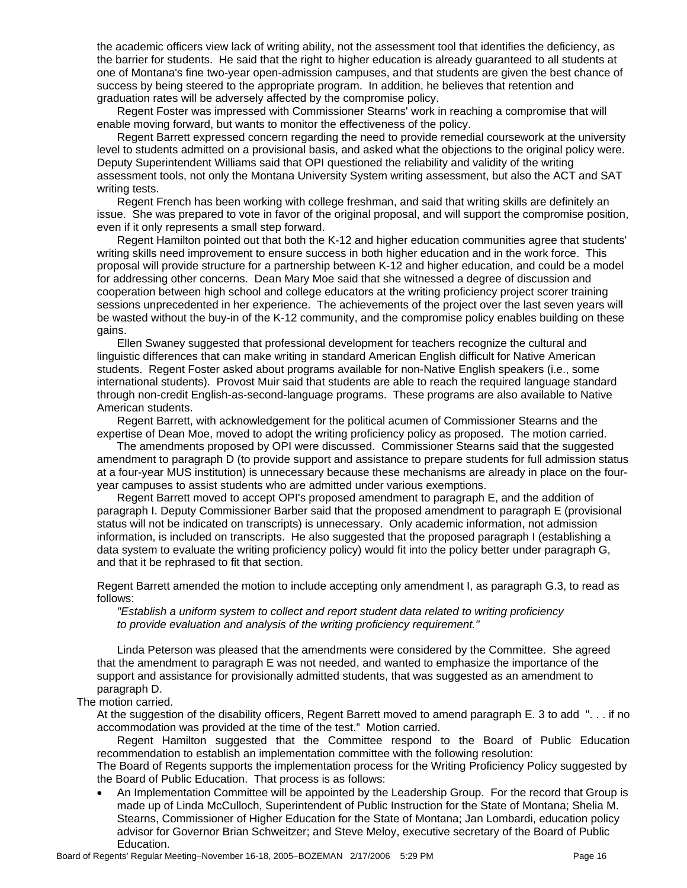the academic officers view lack of writing ability, not the assessment tool that identifies the deficiency, as the barrier for students. He said that the right to higher education is already guaranteed to all students at one of Montana's fine two-year open-admission campuses, and that students are given the best chance of success by being steered to the appropriate program. In addition, he believes that retention and graduation rates will be adversely affected by the compromise policy.

Regent Foster was impressed with Commissioner Stearns' work in reaching a compromise that will enable moving forward, but wants to monitor the effectiveness of the policy.

Regent Barrett expressed concern regarding the need to provide remedial coursework at the university level to students admitted on a provisional basis, and asked what the objections to the original policy were. Deputy Superintendent Williams said that OPI questioned the reliability and validity of the writing assessment tools, not only the Montana University System writing assessment, but also the ACT and SAT writing tests.

Regent French has been working with college freshman, and said that writing skills are definitely an issue. She was prepared to vote in favor of the original proposal, and will support the compromise position, even if it only represents a small step forward.

Regent Hamilton pointed out that both the K-12 and higher education communities agree that students' writing skills need improvement to ensure success in both higher education and in the work force. This proposal will provide structure for a partnership between K-12 and higher education, and could be a model for addressing other concerns. Dean Mary Moe said that she witnessed a degree of discussion and cooperation between high school and college educators at the writing proficiency project scorer training sessions unprecedented in her experience. The achievements of the project over the last seven years will be wasted without the buy-in of the K-12 community, and the compromise policy enables building on these gains.

Ellen Swaney suggested that professional development for teachers recognize the cultural and linguistic differences that can make writing in standard American English difficult for Native American students. Regent Foster asked about programs available for non-Native English speakers (i.e., some international students). Provost Muir said that students are able to reach the required language standard through non-credit English-as-second-language programs. These programs are also available to Native American students.

Regent Barrett, with acknowledgement for the political acumen of Commissioner Stearns and the expertise of Dean Moe, moved to adopt the writing proficiency policy as proposed. The motion carried.

The amendments proposed by OPI were discussed. Commissioner Stearns said that the suggested amendment to paragraph D (to provide support and assistance to prepare students for full admission status at a four-year MUS institution) is unnecessary because these mechanisms are already in place on the four-year campuses to assist students who are admitted under various exemptions.

Regent Barrett moved to accept OPI's proposed amendment to paragraph E, and the addition of paragraph I. Deputy Commissioner Barber said that the proposed amendment to paragraph E (provisional status will not be indicated on transcripts) is unnecessary. Only academic information, not admission information, is included on transcripts. He also suggested that the proposed paragraph I (establishing a data system to evaluate the writing proficiency policy) would fit into the policy better under paragraph G, and that it be rephrased to fit that section.

Regent Barrett amended the motion to include accepting only amendment I, as paragraph G.3, to read as follows:

*"Establish a uniform system to collect and report student data related to writing proficiency to provide evaluation and analysis of the writing proficiency requirement."*

Linda Peterson was pleased that the amendments were considered by the Committee. She agreed that the amendment to paragraph E was not needed, and wanted to emphasize the importance of the support and assistance for provisionally admitted students, that was suggested as an amendment to paragraph D.

The motion carried.

At the suggestion of the disability officers, Regent Barrett moved to amend paragraph E. 3 to add ". . . if no accommodation was provided at the time of the test." Motion carried.

Regent Hamilton suggested that the Committee respond to the Board of Public Education recommendation to establish an implementation committee with the following resolution:

The Board of Regents supports the implementation process for the Writing Proficiency Policy suggested by the Board of Public Education. That process is as follows:

- An Implementation Committee will be appointed by the Leadership Group. For the record that Group is made up of Linda McCulloch, Superintendent of Public Instruction for the State of Montana; Shelia M. Stearns, Commissioner of Higher Education for the State of Montana; Jan Lombardi, education policy advisor for Governor Brian Schweitzer; and Steve Meloy, executive secretary of the Board of Public Education.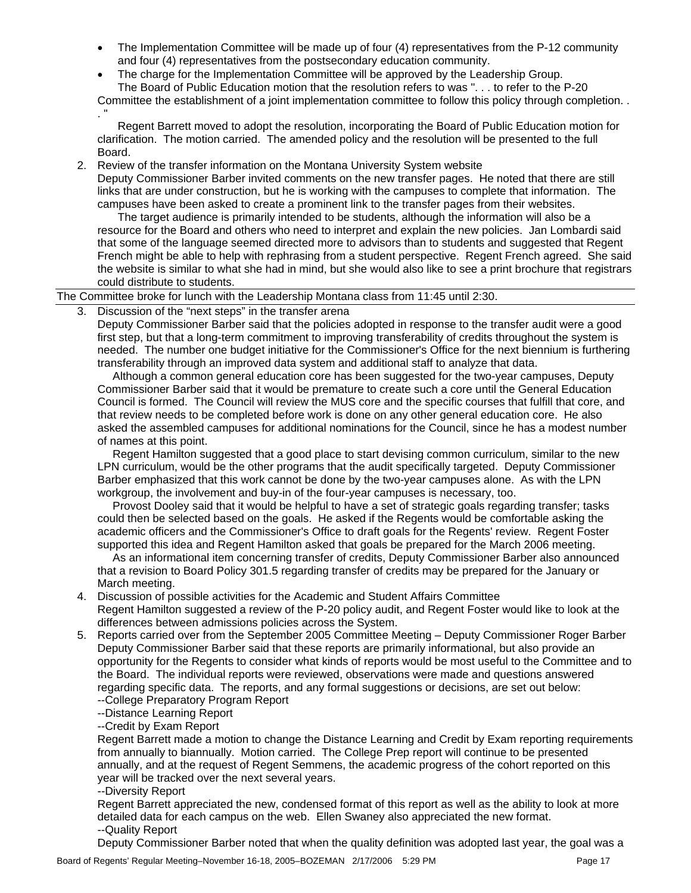- The Implementation Committee will be made up of four (4) representatives from the P-12 community and four (4) representatives from the postsecondary education community.
- The charge for the Implementation Committee will be approved by the Leadership Group.

The Board of Public Education motion that the resolution refers to was ". . . to refer to the P-20 Committee the establishment of a joint implementation committee to follow this policy through completion. . . "

Regent Barrett moved to adopt the resolution, incorporating the Board of Public Education motion for clarification. The motion carried. The amended policy and the resolution will be presented to the full Board.

2. Review of the transfer information on the Montana University System website

   Deputy Commissioner Barber invited comments on the new transfer pages. He noted that there are still links that are under construction, but he is working with the campuses to complete that information. The campuses have been asked to create a prominent link to the transfer pages from their websites.

   The target audience is primarily intended to be students, although the information will also be a resource for the Board and others who need to interpret and explain the new policies. Jan Lombardi said that some of the language seemed directed more to advisors than to students and suggested that Regent French might be able to help with rephrasing from a student perspective. Regent French agreed. She said the website is similar to what she had in mind, but she would also like to see a print brochure that registrars could distribute to students.

The Committee broke for lunch with the Leadership Montana class from 11:45 until 2:30.

3. Discussion of the "next steps" in the transfer arena

   Deputy Commissioner Barber said that the policies adopted in response to the transfer audit were a good first step, but that a long-term commitment to improving transferability of credits throughout the system is needed. The number one budget initiative for the Commissioner's Office for the next biennium is furthering transferability through an improved data system and additional staff to analyze that data.

   Although a common general education core has been suggested for the two-year campuses, Deputy Commissioner Barber said that it would be premature to create such a core until the General Education Council is formed. The Council will review the MUS core and the specific courses that fulfill that core, and that review needs to be completed before work is done on any other general education core. He also asked the assembled campuses for additional nominations for the Council, since he has a modest number of names at this point.

   Regent Hamilton suggested that a good place to start devising common curriculum, similar to the new LPN curriculum, would be the other programs that the audit specifically targeted. Deputy Commissioner Barber emphasized that this work cannot be done by the two-year campuses alone. As with the LPN workgroup, the involvement and buy-in of the four-year campuses is necessary, too.

   Provost Dooley said that it would be helpful to have a set of strategic goals regarding transfer; tasks could then be selected based on the goals. He asked if the Regents would be comfortable asking the academic officers and the Commissioner's Office to draft goals for the Regents' review. Regent Foster supported this idea and Regent Hamilton asked that goals be prepared for the March 2006 meeting.

   As an informational item concerning transfer of credits, Deputy Commissioner Barber also announced that a revision to Board Policy 301.5 regarding transfer of credits may be prepared for the January or March meeting.

4. Discussion of possible activities for the Academic and Student Affairs Committee

   Regent Hamilton suggested a review of the P-20 policy audit, and Regent Foster would like to look at the differences between admissions policies across the System.

5. Reports carried over from the September 2005 Committee Meeting – Deputy Commissioner Roger Barber

   Deputy Commissioner Barber said that these reports are primarily informational, but also provide an opportunity for the Regents to consider what kinds of reports would be most useful to the Committee and to the Board. The individual reports were reviewed, observations were made and questions answered regarding specific data. The reports, and any formal suggestions or decisions, are set out below:

   --College Preparatory Program Report

   --Distance Learning Report

   --Credit by Exam Report

   Regent Barrett made a motion to change the Distance Learning and Credit by Exam reporting requirements from annually to biannually. Motion carried. The College Prep report will continue to be presented annually, and at the request of Regent Semmens, the academic progress of the cohort reported on this year will be tracked over the next several years.

   --Diversity Report

   Regent Barrett appreciated the new, condensed format of this report as well as the ability to look at more detailed data for each campus on the web. Ellen Swaney also appreciated the new format.

   --Quality Report

   Deputy Commissioner Barber noted that when the quality definition was adopted last year, the goal was a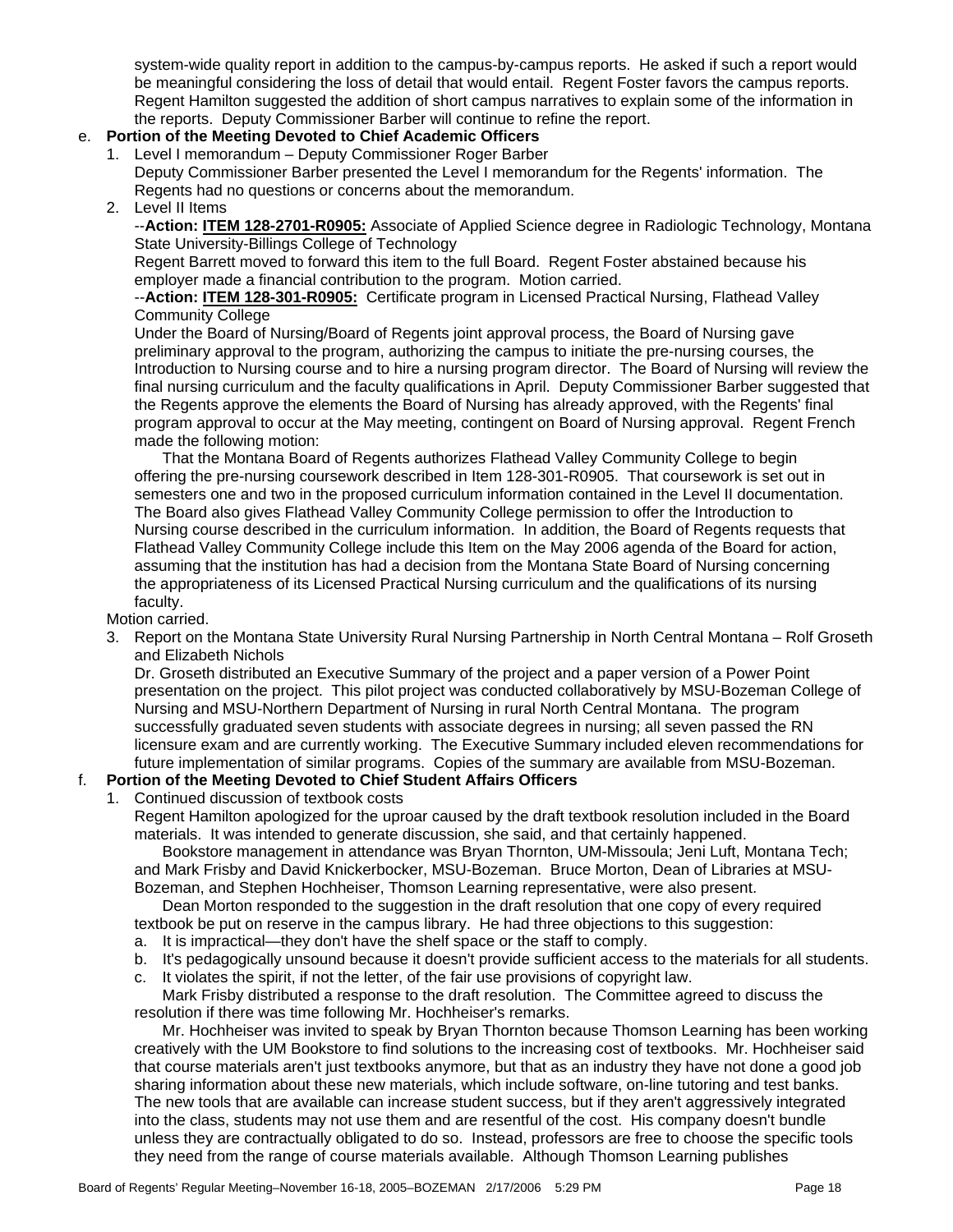system-wide quality report in addition to the campus-by-campus reports. He asked if such a report would be meaningful considering the loss of detail that would entail. Regent Foster favors the campus reports. Regent Hamilton suggested the addition of short campus narratives to explain some of the information in the reports. Deputy Commissioner Barber will continue to refine the report.

e. **Portion of the Meeting Devoted to Chief Academic Officers**

1. Level I memorandum – Deputy Commissioner Roger Barber

   Deputy Commissioner Barber presented the Level I memorandum for the Regents' information. The Regents had no questions or concerns about the memorandum.

2. Level II Items

   --**Action: ITEM 128-2701-R0905:** Associate of Applied Science degree in Radiologic Technology, Montana State University-Billings College of Technology

   Regent Barrett moved to forward this item to the full Board. Regent Foster abstained because his employer made a financial contribution to the program. Motion carried.

   --**Action: ITEM 128-301-R0905:** Certificate program in Licensed Practical Nursing, Flathead Valley Community College

   Under the Board of Nursing/Board of Regents joint approval process, the Board of Nursing gave preliminary approval to the program, authorizing the campus to initiate the pre-nursing courses, the Introduction to Nursing course and to hire a nursing program director. The Board of Nursing will review the final nursing curriculum and the faculty qualifications in April. Deputy Commissioner Barber suggested that the Regents approve the elements the Board of Nursing has already approved, with the Regents' final program approval to occur at the May meeting, contingent on Board of Nursing approval. Regent French made the following motion:

   That the Montana Board of Regents authorizes Flathead Valley Community College to begin offering the pre-nursing coursework described in Item 128-301-R0905. That coursework is set out in semesters one and two in the proposed curriculum information contained in the Level II documentation. The Board also gives Flathead Valley Community College permission to offer the Introduction to Nursing course described in the curriculum information. In addition, the Board of Regents requests that Flathead Valley Community College include this Item on the May 2006 agenda of the Board for action, assuming that the institution has had a decision from the Montana State Board of Nursing concerning the appropriateness of its Licensed Practical Nursing curriculum and the qualifications of its nursing faculty.

   Motion carried.

3. Report on the Montana State University Rural Nursing Partnership in North Central Montana – Rolf Groseth and Elizabeth Nichols

   Dr. Groseth distributed an Executive Summary of the project and a paper version of a Power Point presentation on the project. This pilot project was conducted collaboratively by MSU-Bozeman College of Nursing and MSU-Northern Department of Nursing in rural North Central Montana. The program successfully graduated seven students with associate degrees in nursing; all seven passed the RN licensure exam and are currently working. The Executive Summary included eleven recommendations for future implementation of similar programs. Copies of the summary are available from MSU-Bozeman.

f. **Portion of the Meeting Devoted to Chief Student Affairs Officers**

1. Continued discussion of textbook costs

   Regent Hamilton apologized for the uproar caused by the draft textbook resolution included in the Board materials. It was intended to generate discussion, she said, and that certainly happened.

   Bookstore management in attendance was Bryan Thornton, UM-Missoula; Jeni Luft, Montana Tech; and Mark Frisby and David Knickerbocker, MSU-Bozeman. Bruce Morton, Dean of Libraries at MSU-Bozeman, and Stephen Hochheiser, Thomson Learning representative, were also present.

   Dean Morton responded to the suggestion in the draft resolution that one copy of every required textbook be put on reserve in the campus library. He had three objections to this suggestion:

   a. It is impractical—they don't have the shelf space or the staff to comply.
   b. It's pedagogically unsound because it doesn't provide sufficient access to the materials for all students.
   c. It violates the spirit, if not the letter, of the fair use provisions of copyright law.

   Mark Frisby distributed a response to the draft resolution. The Committee agreed to discuss the resolution if there was time following Mr. Hochheiser's remarks.

   Mr. Hochheiser was invited to speak by Bryan Thornton because Thomson Learning has been working creatively with the UM Bookstore to find solutions to the increasing cost of textbooks. Mr. Hochheiser said that course materials aren't just textbooks anymore, but that as an industry they have not done a good job sharing information about these new materials, which include software, on-line tutoring and test banks. The new tools that are available can increase student success, but if they aren't aggressively integrated into the class, students may not use them and are resentful of the cost. His company doesn't bundle unless they are contractually obligated to do so. Instead, professors are free to choose the specific tools they need from the range of course materials available. Although Thomson Learning publishes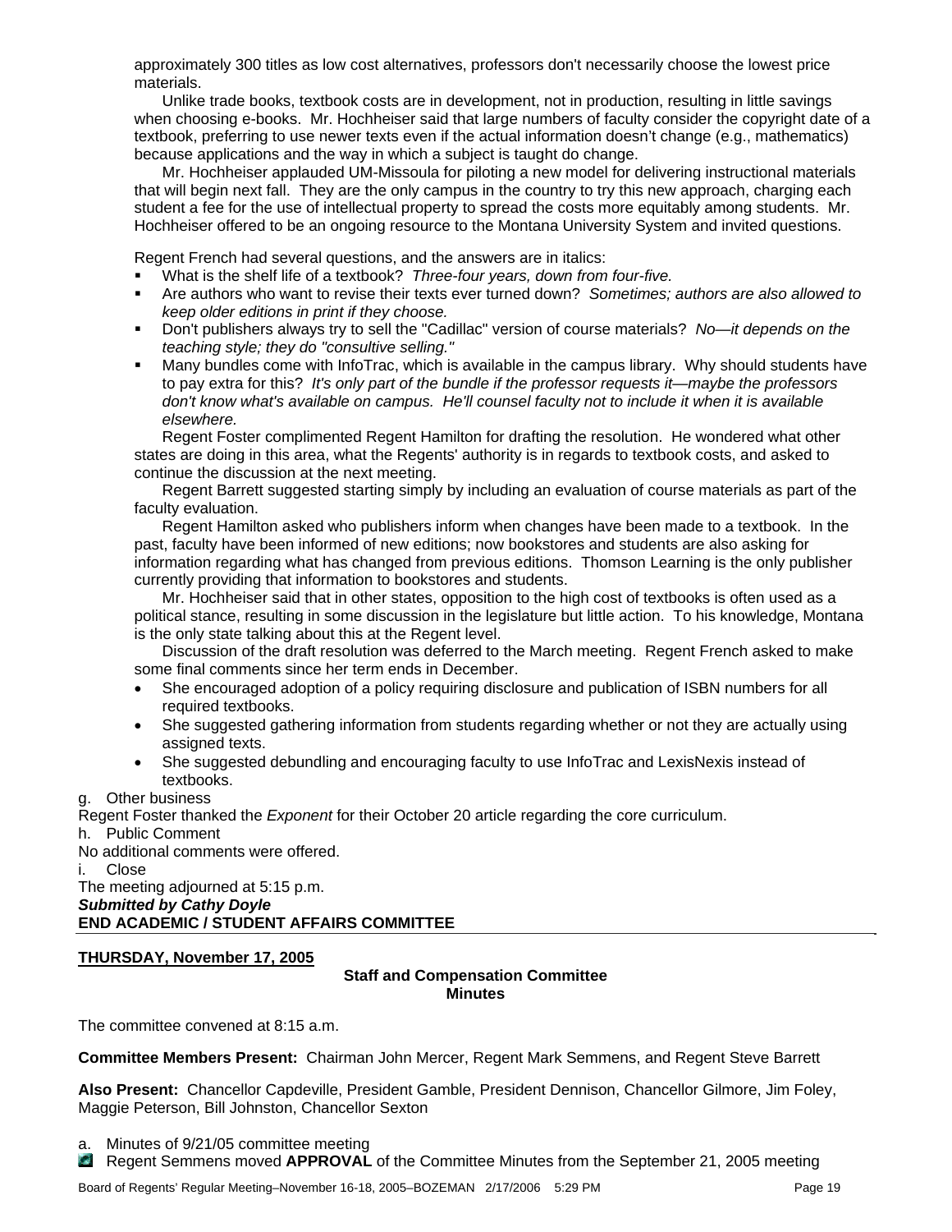approximately 300 titles as low cost alternatives, professors don't necessarily choose the lowest price materials.

Unlike trade books, textbook costs are in development, not in production, resulting in little savings when choosing e-books. Mr. Hochheiser said that large numbers of faculty consider the copyright date of a textbook, preferring to use newer texts even if the actual information doesn't change (e.g., mathematics) because applications and the way in which a subject is taught do change.

Mr. Hochheiser applauded UM-Missoula for piloting a new model for delivering instructional materials that will begin next fall. They are the only campus in the country to try this new approach, charging each student a fee for the use of intellectual property to spread the costs more equitably among students. Mr. Hochheiser offered to be an ongoing resource to the Montana University System and invited questions.

Regent French had several questions, and the answers are in italics:

- What is the shelf life of a textbook? *Three-four years, down from four-five.*
- Are authors who want to revise their texts ever turned down? *Sometimes; authors are also allowed to keep older editions in print if they choose.*
- Don't publishers always try to sell the "Cadillac" version of course materials? *No—it depends on the teaching style; they do "consultive selling."*
- Many bundles come with InfoTrac, which is available in the campus library. Why should students have to pay extra for this? *It's only part of the bundle if the professor requests it—maybe the professors don't know what's available on campus. He'll counsel faculty not to include it when it is available elsewhere.*

Regent Foster complimented Regent Hamilton for drafting the resolution. He wondered what other states are doing in this area, what the Regents' authority is in regards to textbook costs, and asked to continue the discussion at the next meeting.

Regent Barrett suggested starting simply by including an evaluation of course materials as part of the faculty evaluation.

Regent Hamilton asked who publishers inform when changes have been made to a textbook. In the past, faculty have been informed of new editions; now bookstores and students are also asking for information regarding what has changed from previous editions. Thomson Learning is the only publisher currently providing that information to bookstores and students.

Mr. Hochheiser said that in other states, opposition to the high cost of textbooks is often used as a political stance, resulting in some discussion in the legislature but little action. To his knowledge, Montana is the only state talking about this at the Regent level.

Discussion of the draft resolution was deferred to the March meeting. Regent French asked to make some final comments since her term ends in December.

- She encouraged adoption of a policy requiring disclosure and publication of ISBN numbers for all required textbooks.
- She suggested gathering information from students regarding whether or not they are actually using assigned texts.
- She suggested debundling and encouraging faculty to use InfoTrac and LexisNexis instead of textbooks.

g. Other business

Regent Foster thanked the *Exponent* for their October 20 article regarding the core curriculum.

h. Public Comment

No additional comments were offered.

i. Close

The meeting adjourned at 5:15 p.m.

***Submitted by Cathy Doyle***

**END ACADEMIC / STUDENT AFFAIRS COMMITTEE**

---

**THURSDAY, November 17, 2005**

**Staff and Compensation Committee**
**Minutes**

The committee convened at 8:15 a.m.

**Committee Members Present:** Chairman John Mercer, Regent Mark Semmens, and Regent Steve Barrett

**Also Present:** Chancellor Capdeville, President Gamble, President Dennison, Chancellor Gilmore, Jim Foley, Maggie Peterson, Bill Johnston, Chancellor Sexton

a. Minutes of 9/21/05 committee meeting

Regent Semmens moved **APPROVAL** of the Committee Minutes from the September 21, 2005 meeting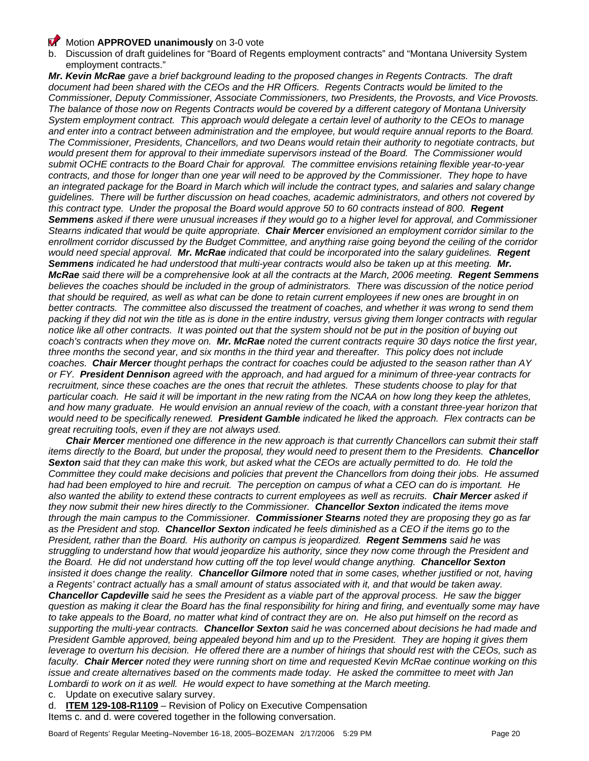Motion **APPROVED unanimously** on 3-0 vote

b. Discussion of draft guidelines for "Board of Regents employment contracts" and "Montana University System employment contracts."

***Mr. Kevin McRae** gave a brief background leading to the proposed changes in Regents Contracts. The draft document had been shared with the CEOs and the HR Officers. Regents Contracts would be limited to the Commissioner, Deputy Commissioner, Associate Commissioners, two Presidents, the Provosts, and Vice Provosts. The balance of those now on Regents Contracts would be covered by a different category of Montana University System employment contract. This approach would delegate a certain level of authority to the CEOs to manage and enter into a contract between administration and the employee, but would require annual reports to the Board. The Commissioner, Presidents, Chancellors, and two Deans would retain their authority to negotiate contracts, but would present them for approval to their immediate supervisors instead of the Board. The Commissioner would submit OCHE contracts to the Board Chair for approval. The committee envisions retaining flexible year-to-year contracts, and those for longer than one year will need to be approved by the Commissioner. They hope to have an integrated package for the Board in March which will include the contract types, and salaries and salary change guidelines. There will be further discussion on head coaches, academic administrators, and others not covered by this contract type. Under the proposal the Board would approve 50 to 60 contracts instead of 800. **Regent Semmens** asked if there were unusual increases if they would go to a higher level for approval, and Commissioner Stearns indicated that would be quite appropriate. **Chair Mercer** envisioned an employment corridor similar to the enrollment corridor discussed by the Budget Committee, and anything raise going beyond the ceiling of the corridor would need special approval. **Mr. McRae** indicated that could be incorporated into the salary guidelines. **Regent Semmens** indicated he had understood that multi-year contracts would also be taken up at this meeting. **Mr. McRae** said there will be a comprehensive look at all the contracts at the March, 2006 meeting. **Regent Semmens** believes the coaches should be included in the group of administrators. There was discussion of the notice period that should be required, as well as what can be done to retain current employees if new ones are brought in on better contracts. The committee also discussed the treatment of coaches, and whether it was wrong to send them packing if they did not win the title as is done in the entire industry, versus giving them longer contracts with regular notice like all other contracts. It was pointed out that the system should not be put in the position of buying out coach's contracts when they move on. **Mr. McRae** noted the current contracts require 30 days notice the first year, three months the second year, and six months in the third year and thereafter. This policy does not include coaches. **Chair Mercer** thought perhaps the contract for coaches could be adjusted to the season rather than AY or FY. **President Dennison** agreed with the approach, and had argued for a minimum of three-year contracts for recruitment, since these coaches are the ones that recruit the athletes. These students choose to play for that particular coach. He said it will be important in the new rating from the NCAA on how long they keep the athletes, and how many graduate. He would envision an annual review of the coach, with a constant three-year horizon that would need to be specifically renewed. **President Gamble** indicated he liked the approach. Flex contracts can be great recruiting tools, even if they are not always used.*

***Chair Mercer** mentioned one difference in the new approach is that currently Chancellors can submit their staff items directly to the Board, but under the proposal, they would need to present them to the Presidents. **Chancellor Sexton** said that they can make this work, but asked what the CEOs are actually permitted to do. He told the Committee they could make decisions and policies that prevent the Chancellors from doing their jobs. He assumed had had been employed to hire and recruit. The perception on campus of what a CEO can do is important. He also wanted the ability to extend these contracts to current employees as well as recruits. **Chair Mercer** asked if they now submit their new hires directly to the Commissioner. **Chancellor Sexton** indicated the items move through the main campus to the Commissioner. **Commissioner Stearns** noted they are proposing they go as far as the President and stop. **Chancellor Sexton** indicated he feels diminished as a CEO if the items go to the President, rather than the Board. His authority on campus is jeopardized. **Regent Semmens** said he was struggling to understand how that would jeopardize his authority, since they now come through the President and the Board. He did not understand how cutting off the top level would change anything. **Chancellor Sexton** insisted it does change the reality. **Chancellor Gilmore** noted that in some cases, whether justified or not, having a Regents' contract actually has a small amount of status associated with it, and that would be taken away. **Chancellor Capdeville** said he sees the President as a viable part of the approval process. He saw the bigger question as making it clear the Board has the final responsibility for hiring and firing, and eventually some may have to take appeals to the Board, no matter what kind of contract they are on. He also put himself on the record as supporting the multi-year contracts. **Chancellor Sexton** said he was concerned about decisions he had made and President Gamble approved, being appealed beyond him and up to the President. They are hoping it gives them leverage to overturn his decision. He offered there are a number of hirings that should rest with the CEOs, such as faculty. **Chair Mercer** noted they were running short on time and requested Kevin McRae continue working on this issue and create alternatives based on the comments made today. He asked the committee to meet with Jan Lombardi to work on it as well. He would expect to have something at the March meeting.*

c. Update on executive salary survey.

d. **ITEM 129-108-R1109** – Revision of Policy on Executive Compensation

Items c. and d. were covered together in the following conversation.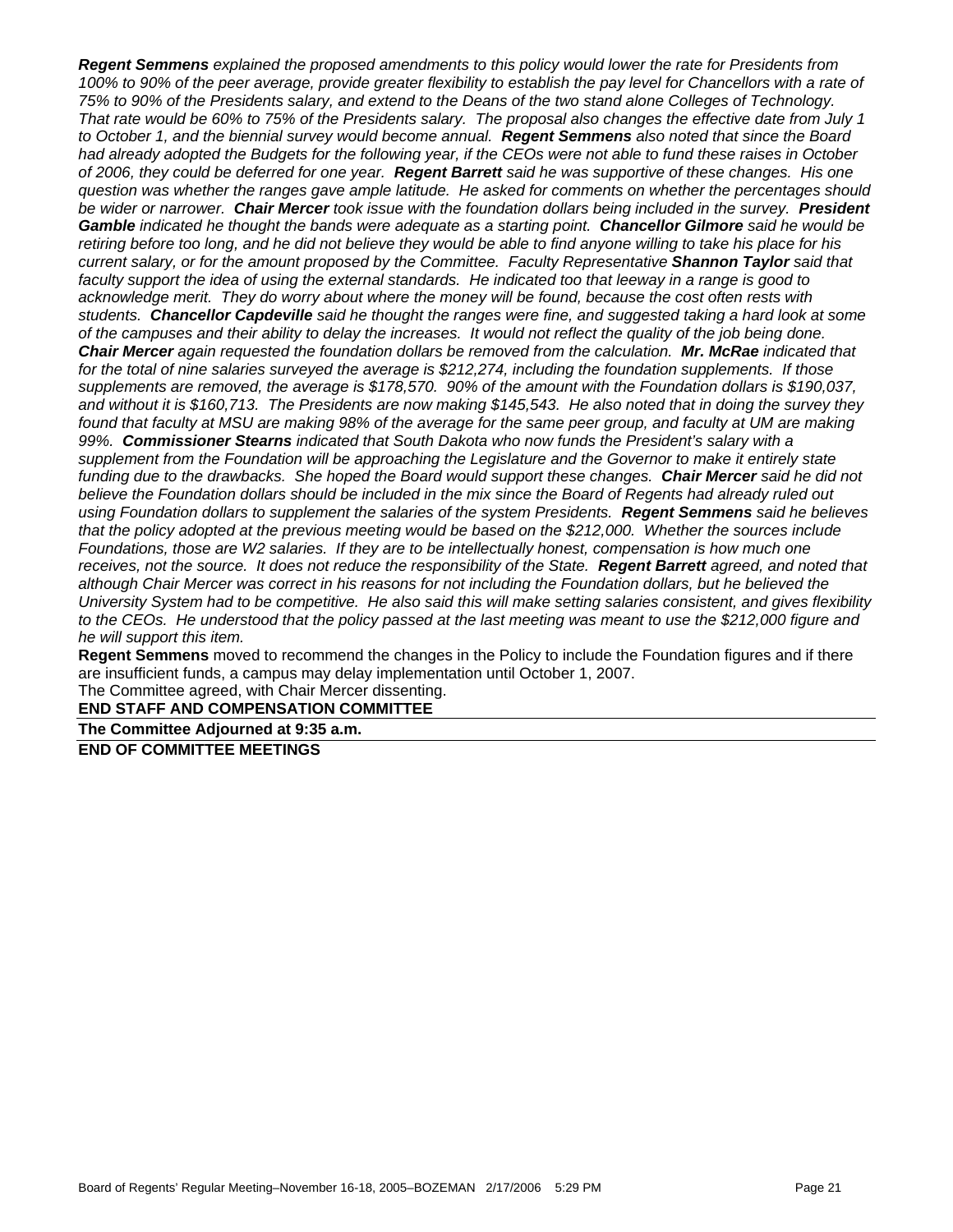***Regent Semmens** explained the proposed amendments to this policy would lower the rate for Presidents from 100% to 90% of the peer average, provide greater flexibility to establish the pay level for Chancellors with a rate of 75% to 90% of the Presidents salary, and extend to the Deans of the two stand alone Colleges of Technology. That rate would be 60% to 75% of the Presidents salary. The proposal also changes the effective date from July 1 to October 1, and the biennial survey would become annual. **Regent Semmens** also noted that since the Board had already adopted the Budgets for the following year, if the CEOs were not able to fund these raises in October of 2006, they could be deferred for one year. **Regent Barrett** said he was supportive of these changes. His one question was whether the ranges gave ample latitude. He asked for comments on whether the percentages should be wider or narrower. **Chair Mercer** took issue with the foundation dollars being included in the survey. **President Gamble** indicated he thought the bands were adequate as a starting point. **Chancellor Gilmore** said he would be retiring before too long, and he did not believe they would be able to find anyone willing to take his place for his current salary, or for the amount proposed by the Committee. Faculty Representative **Shannon Taylor** said that faculty support the idea of using the external standards. He indicated too that leeway in a range is good to acknowledge merit. They do worry about where the money will be found, because the cost often rests with students. **Chancellor Capdeville** said he thought the ranges were fine, and suggested taking a hard look at some of the campuses and their ability to delay the increases. It would not reflect the quality of the job being done. **Chair Mercer** again requested the foundation dollars be removed from the calculation. **Mr. McRae** indicated that for the total of nine salaries surveyed the average is $212,274, including the foundation supplements. If those supplements are removed, the average is $178,570. 90% of the amount with the Foundation dollars is $190,037, and without it is $160,713. The Presidents are now making $145,543. He also noted that in doing the survey they found that faculty at MSU are making 98% of the average for the same peer group, and faculty at UM are making 99%. **Commissioner Stearns** indicated that South Dakota who now funds the President's salary with a supplement from the Foundation will be approaching the Legislature and the Governor to make it entirely state funding due to the drawbacks. She hoped the Board would support these changes. **Chair Mercer** said he did not believe the Foundation dollars should be included in the mix since the Board of Regents had already ruled out using Foundation dollars to supplement the salaries of the system Presidents. **Regent Semmens** said he believes that the policy adopted at the previous meeting would be based on the $212,000. Whether the sources include Foundations, those are W2 salaries. If they are to be intellectually honest, compensation is how much one receives, not the source. It does not reduce the responsibility of the State. **Regent Barrett** agreed, and noted that although Chair Mercer was correct in his reasons for not including the Foundation dollars, but he believed the University System had to be competitive. He also said this will make setting salaries consistent, and gives flexibility to the CEOs. He understood that the policy passed at the last meeting was meant to use the $212,000 figure and he will support this item.*

**Regent Semmens** moved to recommend the changes in the Policy to include the Foundation figures and if there are insufficient funds, a campus may delay implementation until October 1, 2007.

The Committee agreed, with Chair Mercer dissenting.

**END STAFF AND COMPENSATION COMMITTEE**

**The Committee Adjourned at 9:35 a.m.**

**END OF COMMITTEE MEETINGS**